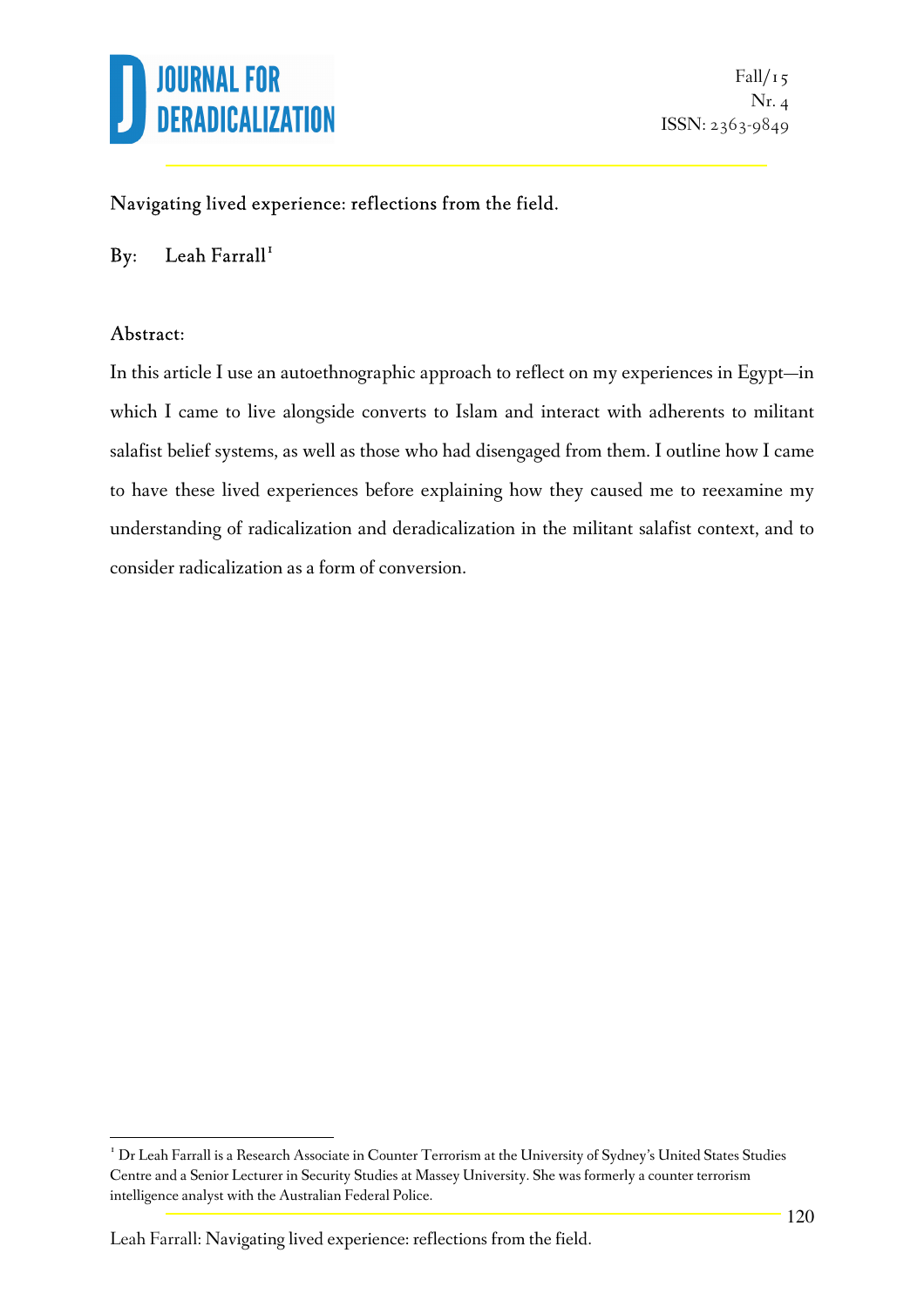Navigating lived experience: reflections from the field.

By: Leah Farrall[1]

Abstract:

In this article I use an autoethnographic approach to reflect on my experiences in Egypt—in which I came to live alongside converts to Islam and interact with adherents to militant salafist belief systems, as well as those who had disengaged from them. I outline how I came to have these lived experiences before explaining how they caused me to reexamine my understanding of radicalization and deradicalization in the militant salafist context, and to consider radicalization as a form of conversion.

[1] Dr Leah Farrall is a Research Associate in Counter Terrorism at the University of Sydney's United States Studies Centre and a Senior Lecturer in Security Studies at Massey University. She was formerly a counter terrorism intelligence analyst with the Australian Federal Police.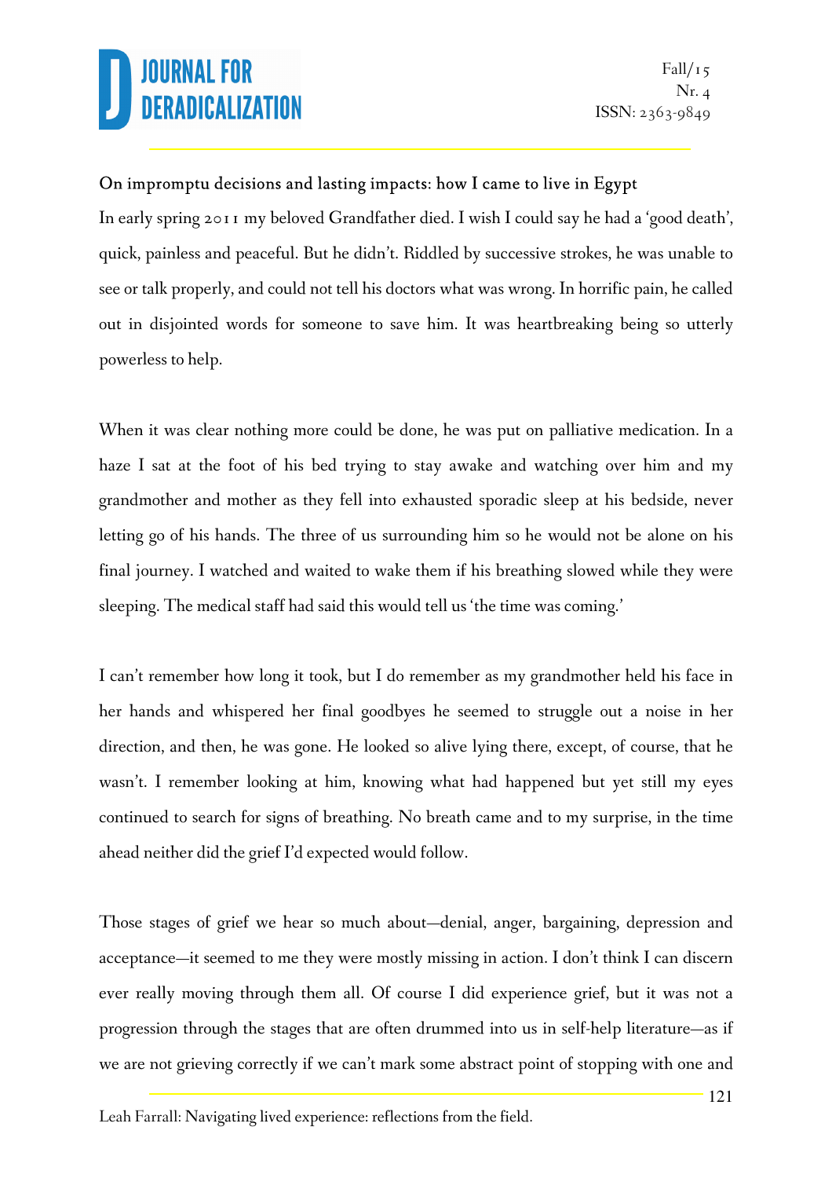### On impromptu decisions and lasting impacts: how I came to live in Egypt

In early spring 2011 my beloved Grandfather died. I wish I could say he had a 'good death', quick, painless and peaceful. But he didn't. Riddled by successive strokes, he was unable to see or talk properly, and could not tell his doctors what was wrong. In horrific pain, he called out in disjointed words for someone to save him. It was heartbreaking being so utterly powerless to help.

When it was clear nothing more could be done, he was put on palliative medication. In a haze I sat at the foot of his bed trying to stay awake and watching over him and my grandmother and mother as they fell into exhausted sporadic sleep at his bedside, never letting go of his hands. The three of us surrounding him so he would not be alone on his final journey. I watched and waited to wake them if his breathing slowed while they were sleeping. The medical staff had said this would tell us 'the time was coming.'

I can't remember how long it took, but I do remember as my grandmother held his face in her hands and whispered her final goodbyes he seemed to struggle out a noise in her direction, and then, he was gone. He looked so alive lying there, except, of course, that he wasn't. I remember looking at him, knowing what had happened but yet still my eyes continued to search for signs of breathing. No breath came and to my surprise, in the time ahead neither did the grief I'd expected would follow.

Those stages of grief we hear so much about—denial, anger, bargaining, depression and acceptance—it seemed to me they were mostly missing in action. I don't think I can discern ever really moving through them all. Of course I did experience grief, but it was not a progression through the stages that are often drummed into us in self-help literature—as if we are not grieving correctly if we can't mark some abstract point of stopping with one and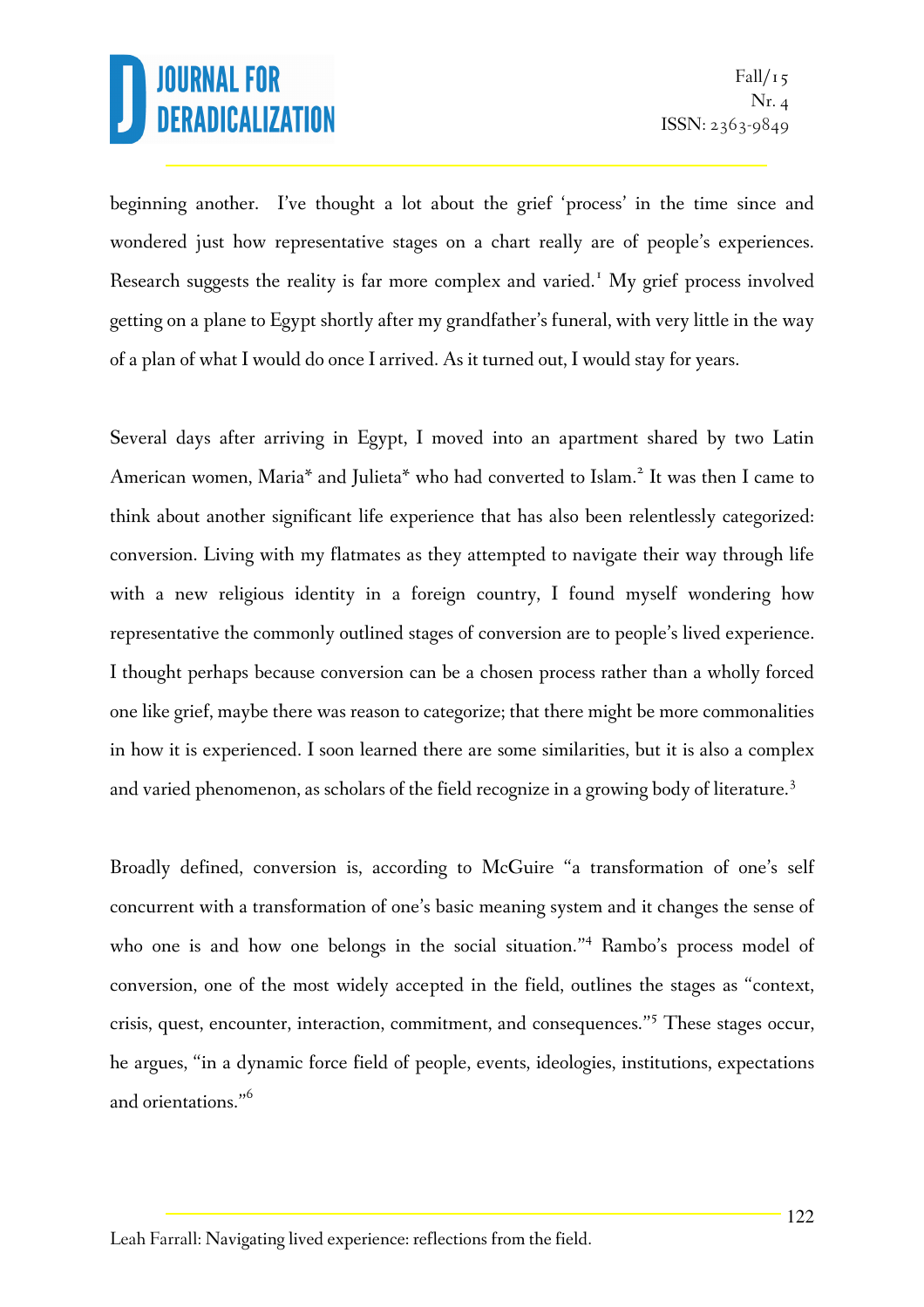beginning another. I've thought a lot about the grief 'process' in the time since and wondered just how representative stages on a chart really are of people's experiences. Research suggests the reality is far more complex and varied.[1] My grief process involved getting on a plane to Egypt shortly after my grandfather's funeral, with very little in the way of a plan of what I would do once I arrived. As it turned out, I would stay for years.

Several days after arriving in Egypt, I moved into an apartment shared by two Latin American women, Maria* and Julieta* who had converted to Islam.[2] It was then I came to think about another significant life experience that has also been relentlessly categorized: conversion. Living with my flatmates as they attempted to navigate their way through life with a new religious identity in a foreign country, I found myself wondering how representative the commonly outlined stages of conversion are to people's lived experience. I thought perhaps because conversion can be a chosen process rather than a wholly forced one like grief, maybe there was reason to categorize; that there might be more commonalities in how it is experienced. I soon learned there are some similarities, but it is also a complex and varied phenomenon, as scholars of the field recognize in a growing body of literature.[3]

Broadly defined, conversion is, according to McGuire "a transformation of one's self concurrent with a transformation of one's basic meaning system and it changes the sense of who one is and how one belongs in the social situation."[4] Rambo's process model of conversion, one of the most widely accepted in the field, outlines the stages as "context, crisis, quest, encounter, interaction, commitment, and consequences."[5] These stages occur, he argues, "in a dynamic force field of people, events, ideologies, institutions, expectations and orientations."[6]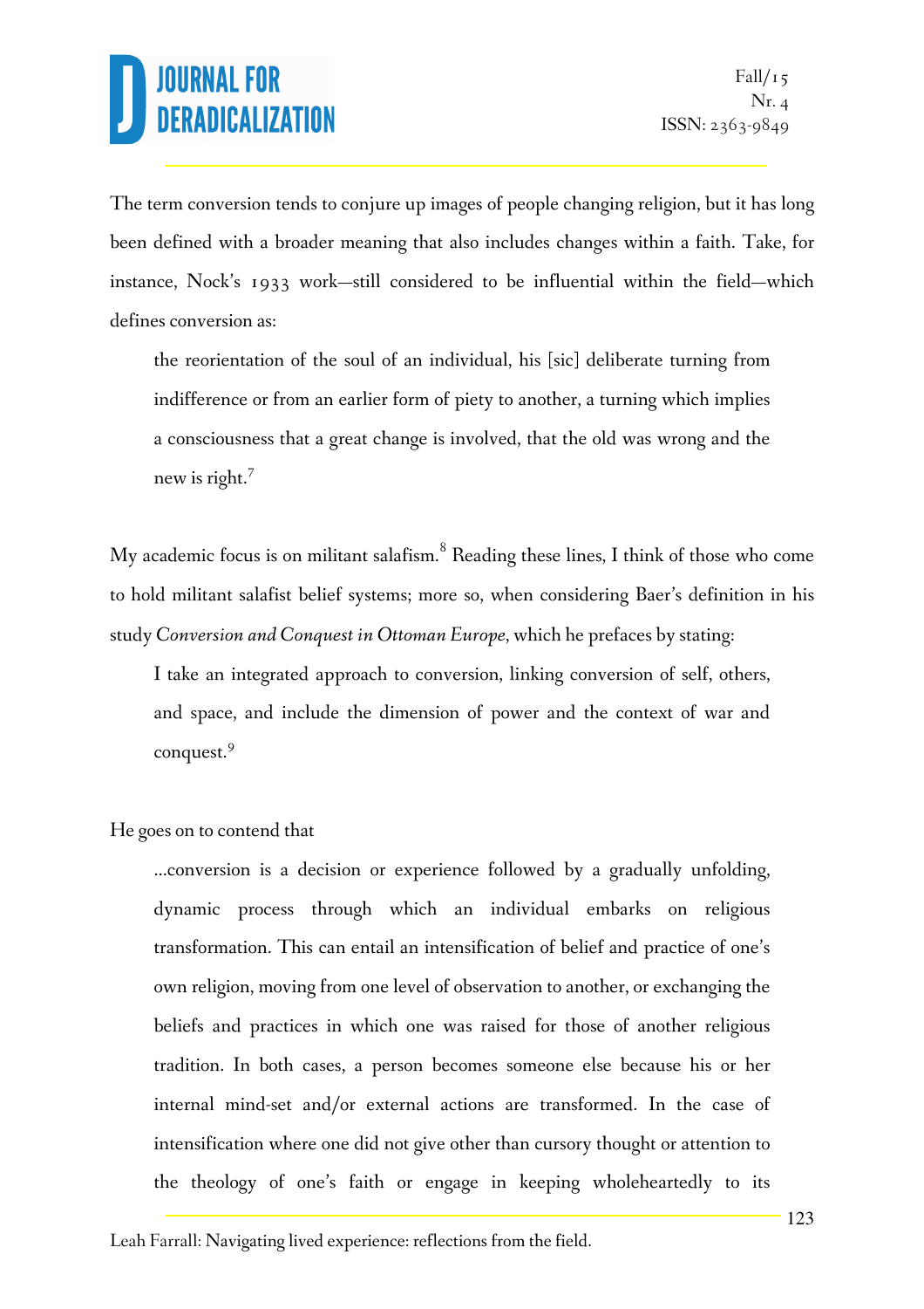The term conversion tends to conjure up images of people changing religion, but it has long been defined with a broader meaning that also includes changes within a faith. Take, for instance, Nock's 1933 work—still considered to be influential within the field—which defines conversion as:

> the reorientation of the soul of an individual, his [sic] deliberate turning from indifference or from an earlier form of piety to another, a turning which implies a consciousness that a great change is involved, that the old was wrong and the new is right.[7]

My academic focus is on militant salafism.[8] Reading these lines, I think of those who come to hold militant salafist belief systems; more so, when considering Baer's definition in his study *Conversion and Conquest in Ottoman Europe*, which he prefaces by stating:

> I take an integrated approach to conversion, linking conversion of self, others, and space, and include the dimension of power and the context of war and conquest.[9]

He goes on to contend that

> …conversion is a decision or experience followed by a gradually unfolding, dynamic process through which an individual embarks on religious transformation. This can entail an intensification of belief and practice of one's own religion, moving from one level of observation to another, or exchanging the beliefs and practices in which one was raised for those of another religious tradition. In both cases, a person becomes someone else because his or her internal mind-set and/or external actions are transformed. In the case of intensification where one did not give other than cursory thought or attention to the theology of one's faith or engage in keeping wholeheartedly to its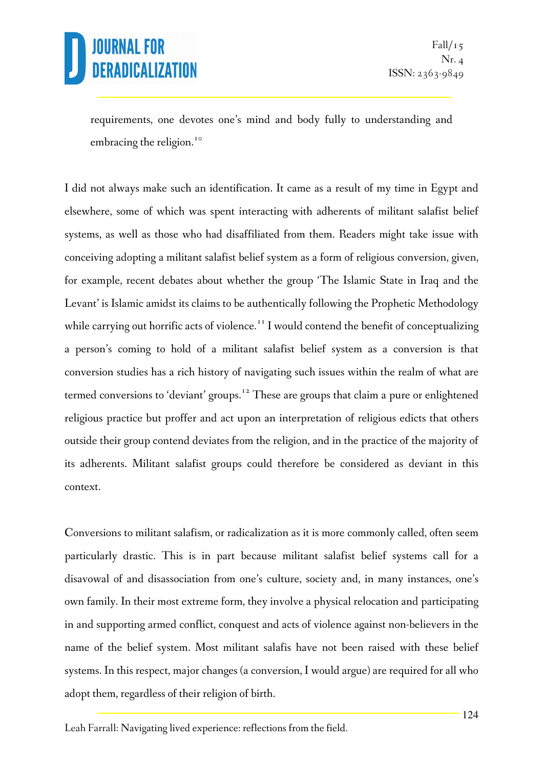requirements, one devotes one's mind and body fully to understanding and embracing the religion.[10]

I did not always make such an identification. It came as a result of my time in Egypt and elsewhere, some of which was spent interacting with adherents of militant salafist belief systems, as well as those who had disaffiliated from them. Readers might take issue with conceiving adopting a militant salafist belief system as a form of religious conversion, given, for example, recent debates about whether the group 'The Islamic State in Iraq and the Levant' is Islamic amidst its claims to be authentically following the Prophetic Methodology while carrying out horrific acts of violence.[11] I would contend the benefit of conceptualizing a person's coming to hold of a militant salafist belief system as a conversion is that conversion studies has a rich history of navigating such issues within the realm of what are termed conversions to 'deviant' groups.[12] These are groups that claim a pure or enlightened religious practice but proffer and act upon an interpretation of religious edicts that others outside their group contend deviates from the religion, and in the practice of the majority of its adherents. Militant salafist groups could therefore be considered as deviant in this context.

Conversions to militant salafism, or radicalization as it is more commonly called, often seem particularly drastic. This is in part because militant salafist belief systems call for a disavowal of and disassociation from one's culture, society and, in many instances, one's own family. In their most extreme form, they involve a physical relocation and participating in and supporting armed conflict, conquest and acts of violence against non-believers in the name of the belief system. Most militant salafis have not been raised with these belief systems. In this respect, major changes (a conversion, I would argue) are required for all who adopt them, regardless of their religion of birth.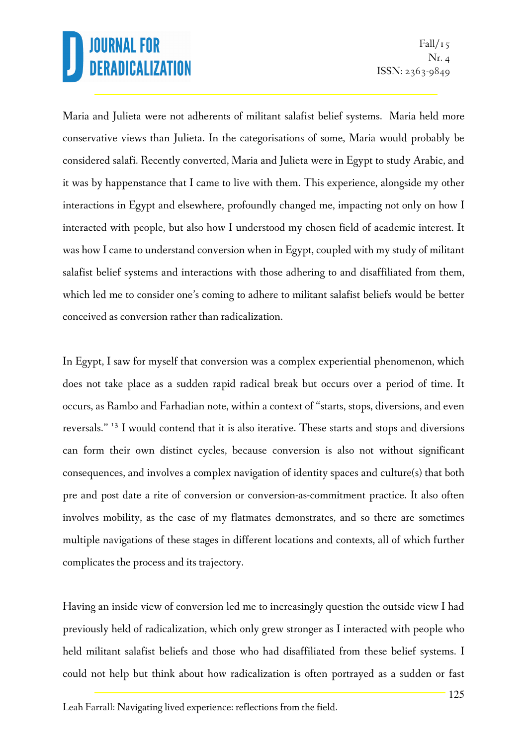Maria and Julieta were not adherents of militant salafist belief systems. Maria held more conservative views than Julieta. In the categorisations of some, Maria would probably be considered salafi. Recently converted, Maria and Julieta were in Egypt to study Arabic, and it was by happenstance that I came to live with them. This experience, alongside my other interactions in Egypt and elsewhere, profoundly changed me, impacting not only on how I interacted with people, but also how I understood my chosen field of academic interest. It was how I came to understand conversion when in Egypt, coupled with my study of militant salafist belief systems and interactions with those adhering to and disaffiliated from them, which led me to consider one's coming to adhere to militant salafist beliefs would be better conceived as conversion rather than radicalization.

In Egypt, I saw for myself that conversion was a complex experiential phenomenon, which does not take place as a sudden rapid radical break but occurs over a period of time. It occurs, as Rambo and Farhadian note, within a context of "starts, stops, diversions, and even reversals." [13] I would contend that it is also iterative. These starts and stops and diversions can form their own distinct cycles, because conversion is also not without significant consequences, and involves a complex navigation of identity spaces and culture(s) that both pre and post date a rite of conversion or conversion-as-commitment practice. It also often involves mobility, as the case of my flatmates demonstrates, and so there are sometimes multiple navigations of these stages in different locations and contexts, all of which further complicates the process and its trajectory.

Having an inside view of conversion led me to increasingly question the outside view I had previously held of radicalization, which only grew stronger as I interacted with people who held militant salafist beliefs and those who had disaffiliated from these belief systems. I could not help but think about how radicalization is often portrayed as a sudden or fast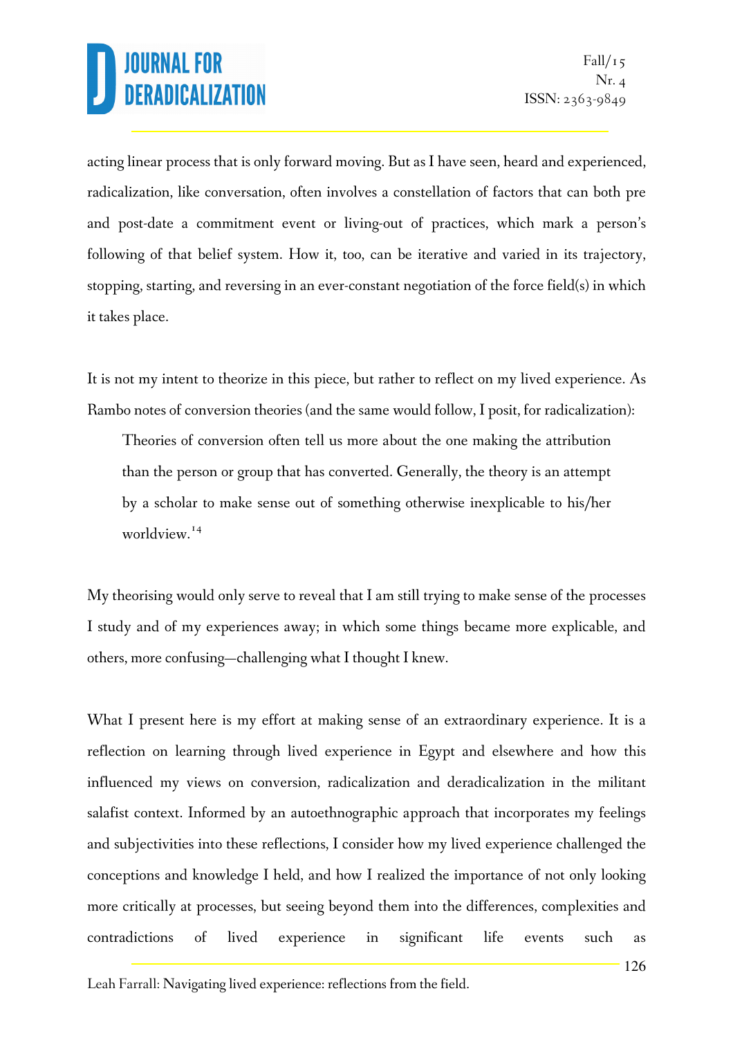acting linear process that is only forward moving. But as I have seen, heard and experienced, radicalization, like conversation, often involves a constellation of factors that can both pre and post-date a commitment event or living-out of practices, which mark a person's following of that belief system. How it, too, can be iterative and varied in its trajectory, stopping, starting, and reversing in an ever-constant negotiation of the force field(s) in which it takes place.

It is not my intent to theorize in this piece, but rather to reflect on my lived experience. As Rambo notes of conversion theories (and the same would follow, I posit, for radicalization):

> Theories of conversion often tell us more about the one making the attribution than the person or group that has converted. Generally, the theory is an attempt by a scholar to make sense out of something otherwise inexplicable to his/her worldview.[14]

My theorising would only serve to reveal that I am still trying to make sense of the processes I study and of my experiences away; in which some things became more explicable, and others, more confusing—challenging what I thought I knew.

What I present here is my effort at making sense of an extraordinary experience. It is a reflection on learning through lived experience in Egypt and elsewhere and how this influenced my views on conversion, radicalization and deradicalization in the militant salafist context. Informed by an autoethnographic approach that incorporates my feelings and subjectivities into these reflections, I consider how my lived experience challenged the conceptions and knowledge I held, and how I realized the importance of not only looking more critically at processes, but seeing beyond them into the differences, complexities and contradictions of lived experience in significant life events such as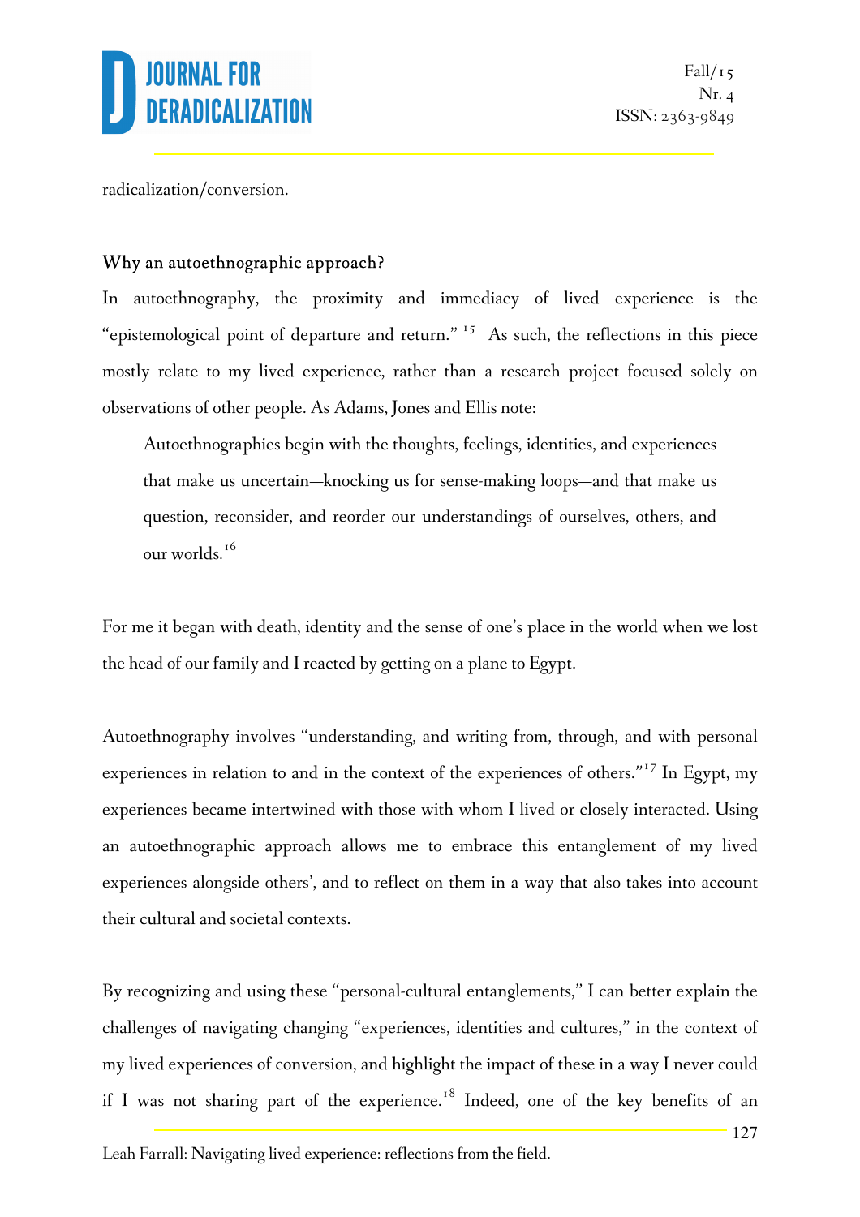radicalization/conversion.

### Why an autoethnographic approach?

In autoethnography, the proximity and immediacy of lived experience is the "epistemological point of departure and return."[15] As such, the reflections in this piece mostly relate to my lived experience, rather than a research project focused solely on observations of other people. As Adams, Jones and Ellis note:

> Autoethnographies begin with the thoughts, feelings, identities, and experiences that make us uncertain—knocking us for sense-making loops—and that make us question, reconsider, and reorder our understandings of ourselves, others, and our worlds.[16]

For me it began with death, identity and the sense of one's place in the world when we lost the head of our family and I reacted by getting on a plane to Egypt.

Autoethnography involves "understanding, and writing from, through, and with personal experiences in relation to and in the context of the experiences of others."[17] In Egypt, my experiences became intertwined with those with whom I lived or closely interacted. Using an autoethnographic approach allows me to embrace this entanglement of my lived experiences alongside others', and to reflect on them in a way that also takes into account their cultural and societal contexts.

By recognizing and using these "personal-cultural entanglements," I can better explain the challenges of navigating changing "experiences, identities and cultures," in the context of my lived experiences of conversion, and highlight the impact of these in a way I never could if I was not sharing part of the experience.[18] Indeed, one of the key benefits of an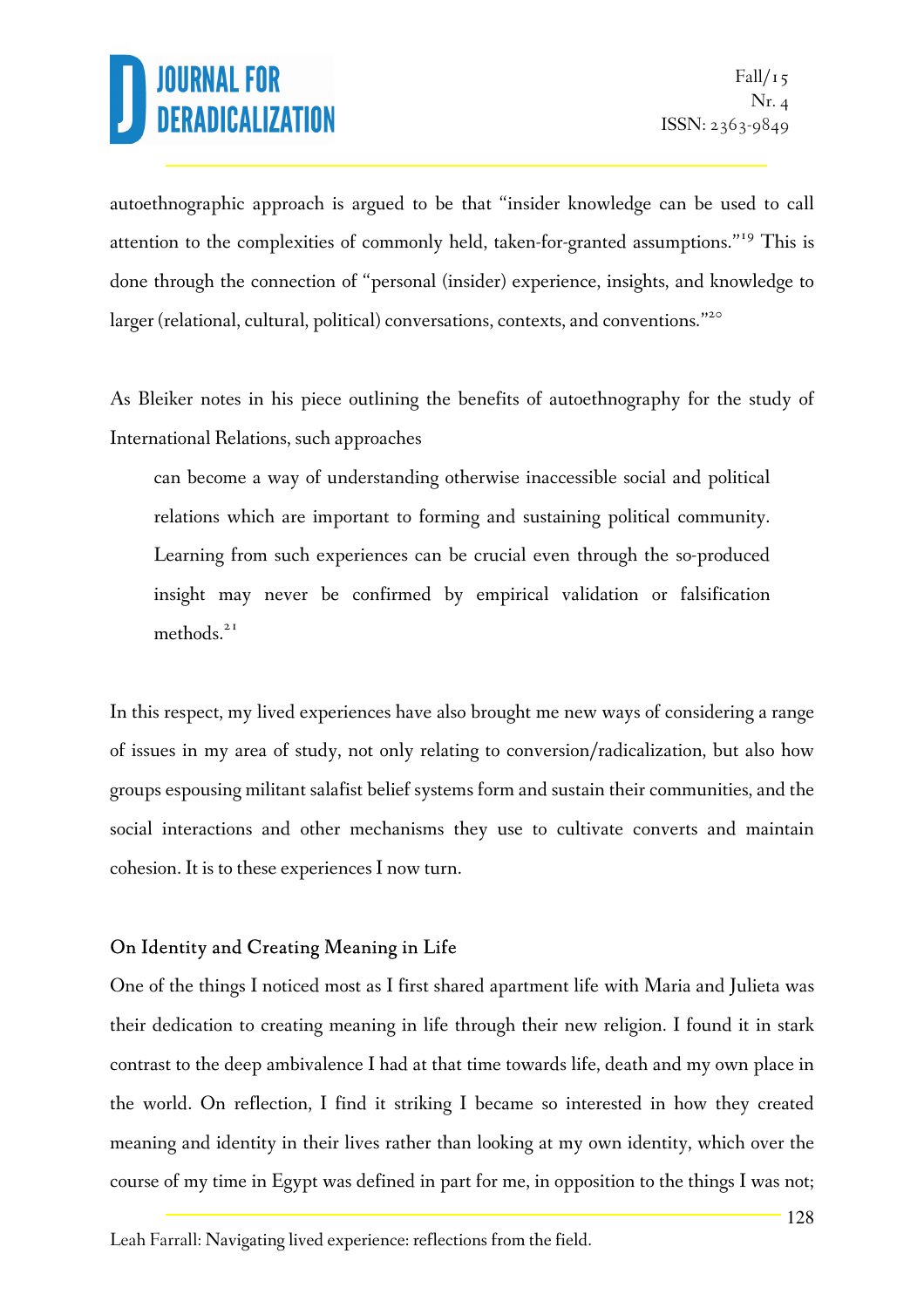autoethnographic approach is argued to be that "insider knowledge can be used to call attention to the complexities of commonly held, taken-for-granted assumptions."[19] This is done through the connection of "personal (insider) experience, insights, and knowledge to larger (relational, cultural, political) conversations, contexts, and conventions."[20]

As Bleiker notes in his piece outlining the benefits of autoethnography for the study of International Relations, such approaches

> can become a way of understanding otherwise inaccessible social and political relations which are important to forming and sustaining political community. Learning from such experiences can be crucial even through the so-produced insight may never be confirmed by empirical validation or falsification methods.[21]

In this respect, my lived experiences have also brought me new ways of considering a range of issues in my area of study, not only relating to conversion/radicalization, but also how groups espousing militant salafist belief systems form and sustain their communities, and the social interactions and other mechanisms they use to cultivate converts and maintain cohesion. It is to these experiences I now turn.

### On Identity and Creating Meaning in Life

One of the things I noticed most as I first shared apartment life with Maria and Julieta was their dedication to creating meaning in life through their new religion. I found it in stark contrast to the deep ambivalence I had at that time towards life, death and my own place in the world. On reflection, I find it striking I became so interested in how they created meaning and identity in their lives rather than looking at my own identity, which over the course of my time in Egypt was defined in part for me, in opposition to the things I was not;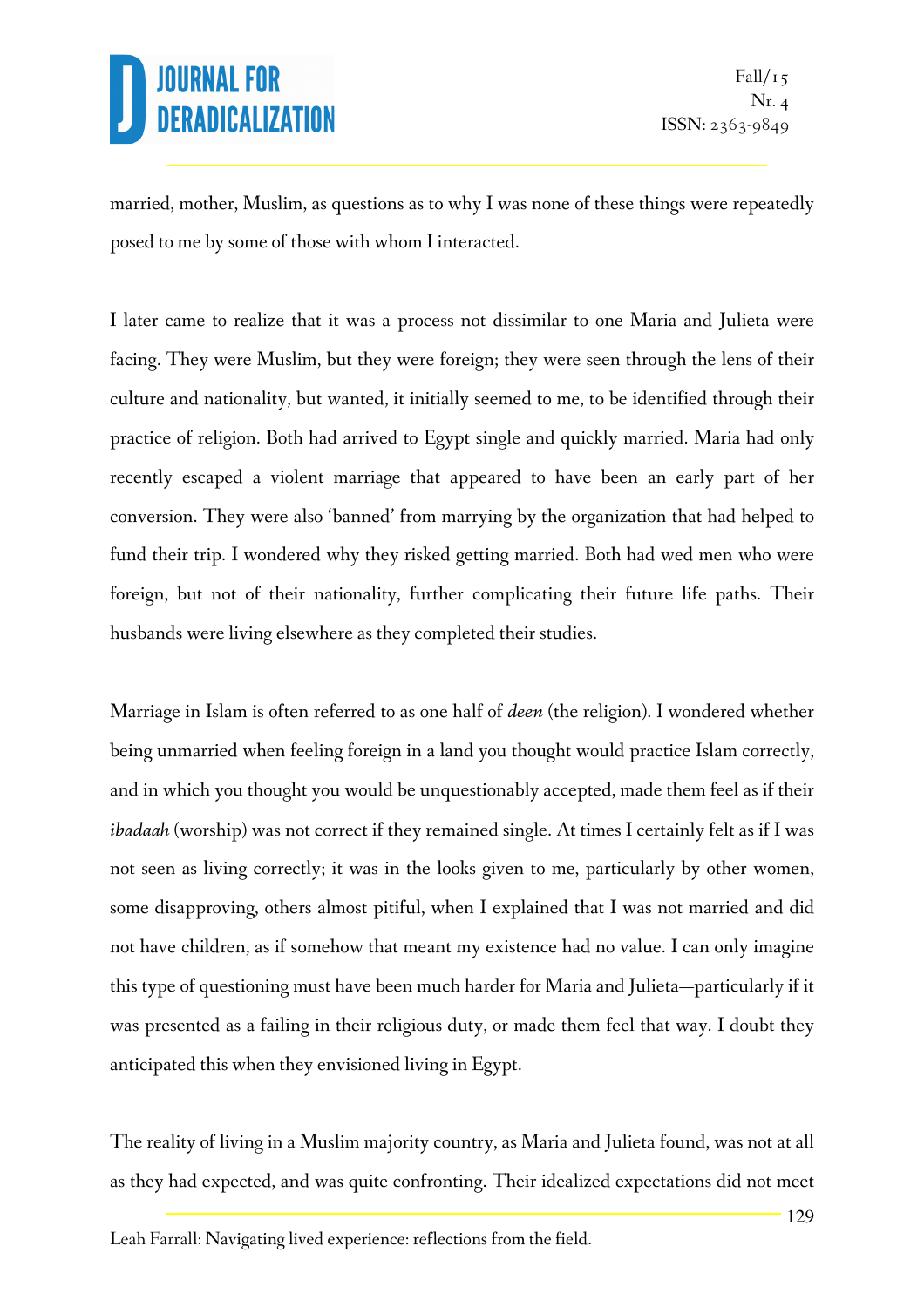married, mother, Muslim, as questions as to why I was none of these things were repeatedly posed to me by some of those with whom I interacted.

I later came to realize that it was a process not dissimilar to one Maria and Julieta were facing. They were Muslim, but they were foreign; they were seen through the lens of their culture and nationality, but wanted, it initially seemed to me, to be identified through their practice of religion. Both had arrived to Egypt single and quickly married. Maria had only recently escaped a violent marriage that appeared to have been an early part of her conversion. They were also 'banned' from marrying by the organization that had helped to fund their trip. I wondered why they risked getting married. Both had wed men who were foreign, but not of their nationality, further complicating their future life paths. Their husbands were living elsewhere as they completed their studies.

Marriage in Islam is often referred to as one half of *deen* (the religion). I wondered whether being unmarried when feeling foreign in a land you thought would practice Islam correctly, and in which you thought you would be unquestionably accepted, made them feel as if their *ibadaah* (worship) was not correct if they remained single. At times I certainly felt as if I was not seen as living correctly; it was in the looks given to me, particularly by other women, some disapproving, others almost pitiful, when I explained that I was not married and did not have children, as if somehow that meant my existence had no value. I can only imagine this type of questioning must have been much harder for Maria and Julieta—particularly if it was presented as a failing in their religious duty, or made them feel that way. I doubt they anticipated this when they envisioned living in Egypt.

The reality of living in a Muslim majority country, as Maria and Julieta found, was not at all as they had expected, and was quite confronting. Their idealized expectations did not meet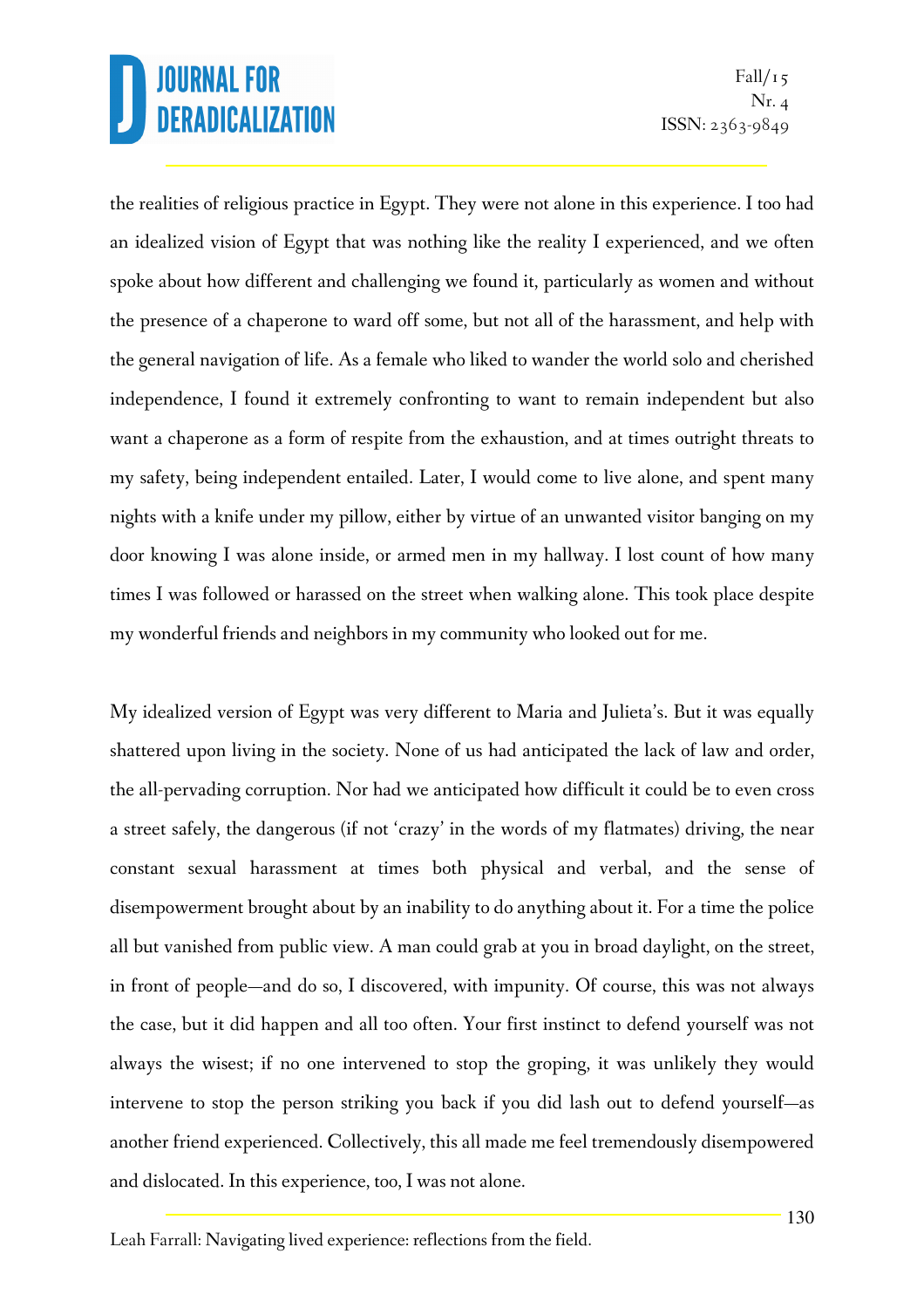the realities of religious practice in Egypt. They were not alone in this experience. I too had an idealized vision of Egypt that was nothing like the reality I experienced, and we often spoke about how different and challenging we found it, particularly as women and without the presence of a chaperone to ward off some, but not all of the harassment, and help with the general navigation of life. As a female who liked to wander the world solo and cherished independence, I found it extremely confronting to want to remain independent but also want a chaperone as a form of respite from the exhaustion, and at times outright threats to my safety, being independent entailed. Later, I would come to live alone, and spent many nights with a knife under my pillow, either by virtue of an unwanted visitor banging on my door knowing I was alone inside, or armed men in my hallway. I lost count of how many times I was followed or harassed on the street when walking alone. This took place despite my wonderful friends and neighbors in my community who looked out for me.

My idealized version of Egypt was very different to Maria and Julieta's. But it was equally shattered upon living in the society. None of us had anticipated the lack of law and order, the all-pervading corruption. Nor had we anticipated how difficult it could be to even cross a street safely, the dangerous (if not 'crazy' in the words of my flatmates) driving, the near constant sexual harassment at times both physical and verbal, and the sense of disempowerment brought about by an inability to do anything about it. For a time the police all but vanished from public view. A man could grab at you in broad daylight, on the street, in front of people—and do so, I discovered, with impunity. Of course, this was not always the case, but it did happen and all too often. Your first instinct to defend yourself was not always the wisest; if no one intervened to stop the groping, it was unlikely they would intervene to stop the person striking you back if you did lash out to defend yourself—as another friend experienced. Collectively, this all made me feel tremendously disempowered and dislocated. In this experience, too, I was not alone.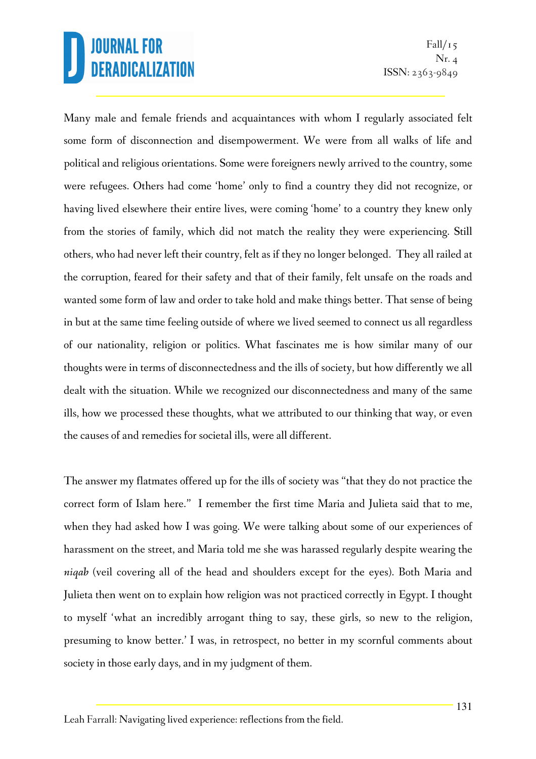Many male and female friends and acquaintances with whom I regularly associated felt some form of disconnection and disempowerment. We were from all walks of life and political and religious orientations. Some were foreigners newly arrived to the country, some were refugees. Others had come 'home' only to find a country they did not recognize, or having lived elsewhere their entire lives, were coming 'home' to a country they knew only from the stories of family, which did not match the reality they were experiencing. Still others, who had never left their country, felt as if they no longer belonged. They all railed at the corruption, feared for their safety and that of their family, felt unsafe on the roads and wanted some form of law and order to take hold and make things better. That sense of being in but at the same time feeling outside of where we lived seemed to connect us all regardless of our nationality, religion or politics. What fascinates me is how similar many of our thoughts were in terms of disconnectedness and the ills of society, but how differently we all dealt with the situation. While we recognized our disconnectedness and many of the same ills, how we processed these thoughts, what we attributed to our thinking that way, or even the causes of and remedies for societal ills, were all different.

The answer my flatmates offered up for the ills of society was "that they do not practice the correct form of Islam here." I remember the first time Maria and Julieta said that to me, when they had asked how I was going. We were talking about some of our experiences of harassment on the street, and Maria told me she was harassed regularly despite wearing the *niqab* (veil covering all of the head and shoulders except for the eyes). Both Maria and Julieta then went on to explain how religion was not practiced correctly in Egypt. I thought to myself 'what an incredibly arrogant thing to say, these girls, so new to the religion, presuming to know better.' I was, in retrospect, no better in my scornful comments about society in those early days, and in my judgment of them.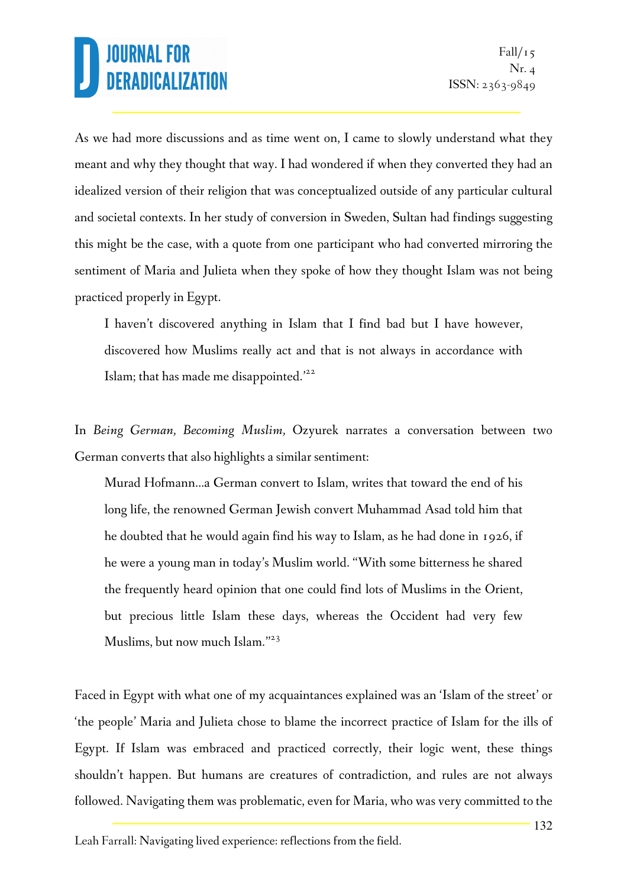As we had more discussions and as time went on, I came to slowly understand what they meant and why they thought that way. I had wondered if when they converted they had an idealized version of their religion that was conceptualized outside of any particular cultural and societal contexts. In her study of conversion in Sweden, Sultan had findings suggesting this might be the case, with a quote from one participant who had converted mirroring the sentiment of Maria and Julieta when they spoke of how they thought Islam was not being practiced properly in Egypt.

> I haven't discovered anything in Islam that I find bad but I have however, discovered how Muslims really act and that is not always in accordance with Islam; that has made me disappointed.'[22]

In *Being German, Becoming Muslim,* Ozyurek narrates a conversation between two German converts that also highlights a similar sentiment:

> Murad Hofmann…a German convert to Islam, writes that toward the end of his long life, the renowned German Jewish convert Muhammad Asad told him that he doubted that he would again find his way to Islam, as he had done in 1926, if he were a young man in today's Muslim world. "With some bitterness he shared the frequently heard opinion that one could find lots of Muslims in the Orient, but precious little Islam these days, whereas the Occident had very few Muslims, but now much Islam."[23]

Faced in Egypt with what one of my acquaintances explained was an 'Islam of the street' or 'the people' Maria and Julieta chose to blame the incorrect practice of Islam for the ills of Egypt. If Islam was embraced and practiced correctly, their logic went, these things shouldn't happen. But humans are creatures of contradiction, and rules are not always followed. Navigating them was problematic, even for Maria, who was very committed to the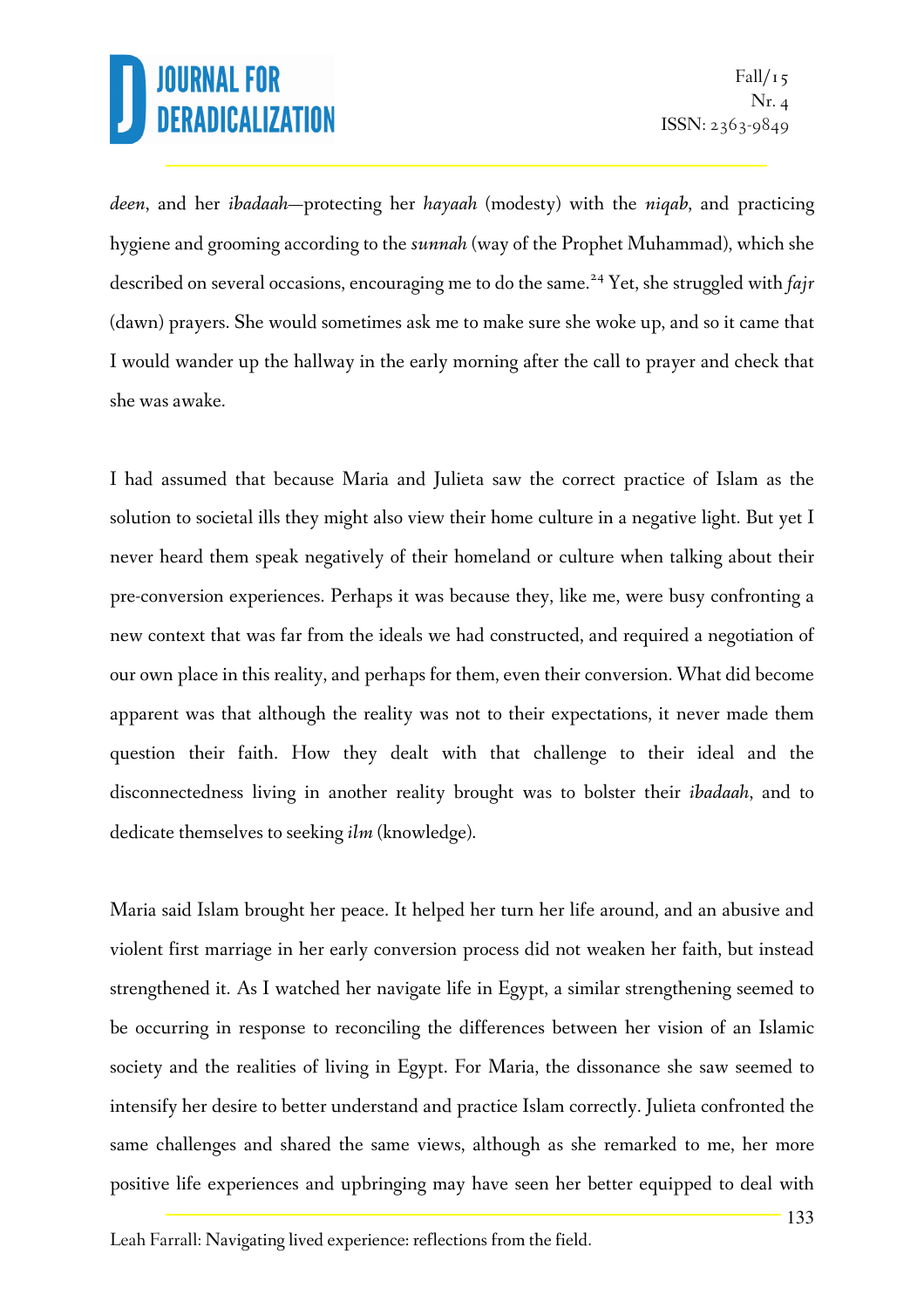*deen*, and her *ibadaah*—protecting her *hayaah* (modesty) with the *niqab*, and practicing hygiene and grooming according to the *sunnah* (way of the Prophet Muhammad), which she described on several occasions, encouraging me to do the same.[24] Yet, she struggled with *fajr* (dawn) prayers. She would sometimes ask me to make sure she woke up, and so it came that I would wander up the hallway in the early morning after the call to prayer and check that she was awake.

I had assumed that because Maria and Julieta saw the correct practice of Islam as the solution to societal ills they might also view their home culture in a negative light. But yet I never heard them speak negatively of their homeland or culture when talking about their pre-conversion experiences. Perhaps it was because they, like me, were busy confronting a new context that was far from the ideals we had constructed, and required a negotiation of our own place in this reality, and perhaps for them, even their conversion. What did become apparent was that although the reality was not to their expectations, it never made them question their faith. How they dealt with that challenge to their ideal and the disconnectedness living in another reality brought was to bolster their *ibadaah*, and to dedicate themselves to seeking *ilm* (knowledge).

Maria said Islam brought her peace. It helped her turn her life around, and an abusive and violent first marriage in her early conversion process did not weaken her faith, but instead strengthened it. As I watched her navigate life in Egypt, a similar strengthening seemed to be occurring in response to reconciling the differences between her vision of an Islamic society and the realities of living in Egypt. For Maria, the dissonance she saw seemed to intensify her desire to better understand and practice Islam correctly. Julieta confronted the same challenges and shared the same views, although as she remarked to me, her more positive life experiences and upbringing may have seen her better equipped to deal with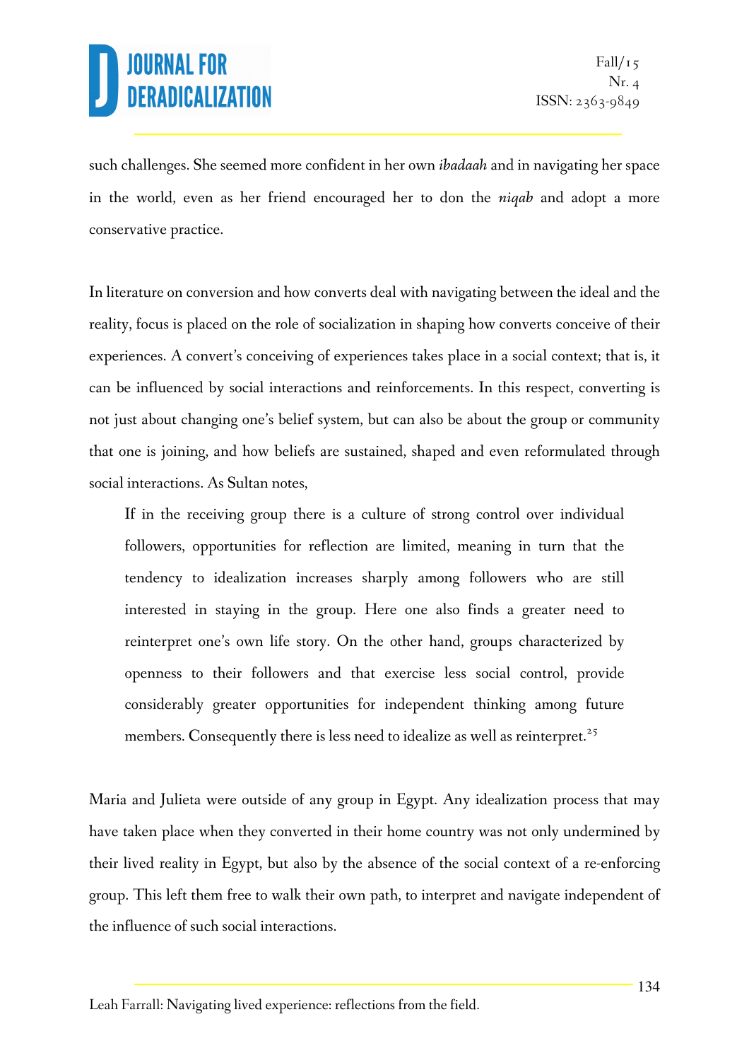such challenges. She seemed more confident in her own *ibadaah* and in navigating her space in the world, even as her friend encouraged her to don the *niqab* and adopt a more conservative practice.

In literature on conversion and how converts deal with navigating between the ideal and the reality, focus is placed on the role of socialization in shaping how converts conceive of their experiences. A convert's conceiving of experiences takes place in a social context; that is, it can be influenced by social interactions and reinforcements. In this respect, converting is not just about changing one's belief system, but can also be about the group or community that one is joining, and how beliefs are sustained, shaped and even reformulated through social interactions. As Sultan notes,

> If in the receiving group there is a culture of strong control over individual followers, opportunities for reflection are limited, meaning in turn that the tendency to idealization increases sharply among followers who are still interested in staying in the group. Here one also finds a greater need to reinterpret one's own life story. On the other hand, groups characterized by openness to their followers and that exercise less social control, provide considerably greater opportunities for independent thinking among future members. Consequently there is less need to idealize as well as reinterpret.[25]

Maria and Julieta were outside of any group in Egypt. Any idealization process that may have taken place when they converted in their home country was not only undermined by their lived reality in Egypt, but also by the absence of the social context of a re-enforcing group. This left them free to walk their own path, to interpret and navigate independent of the influence of such social interactions.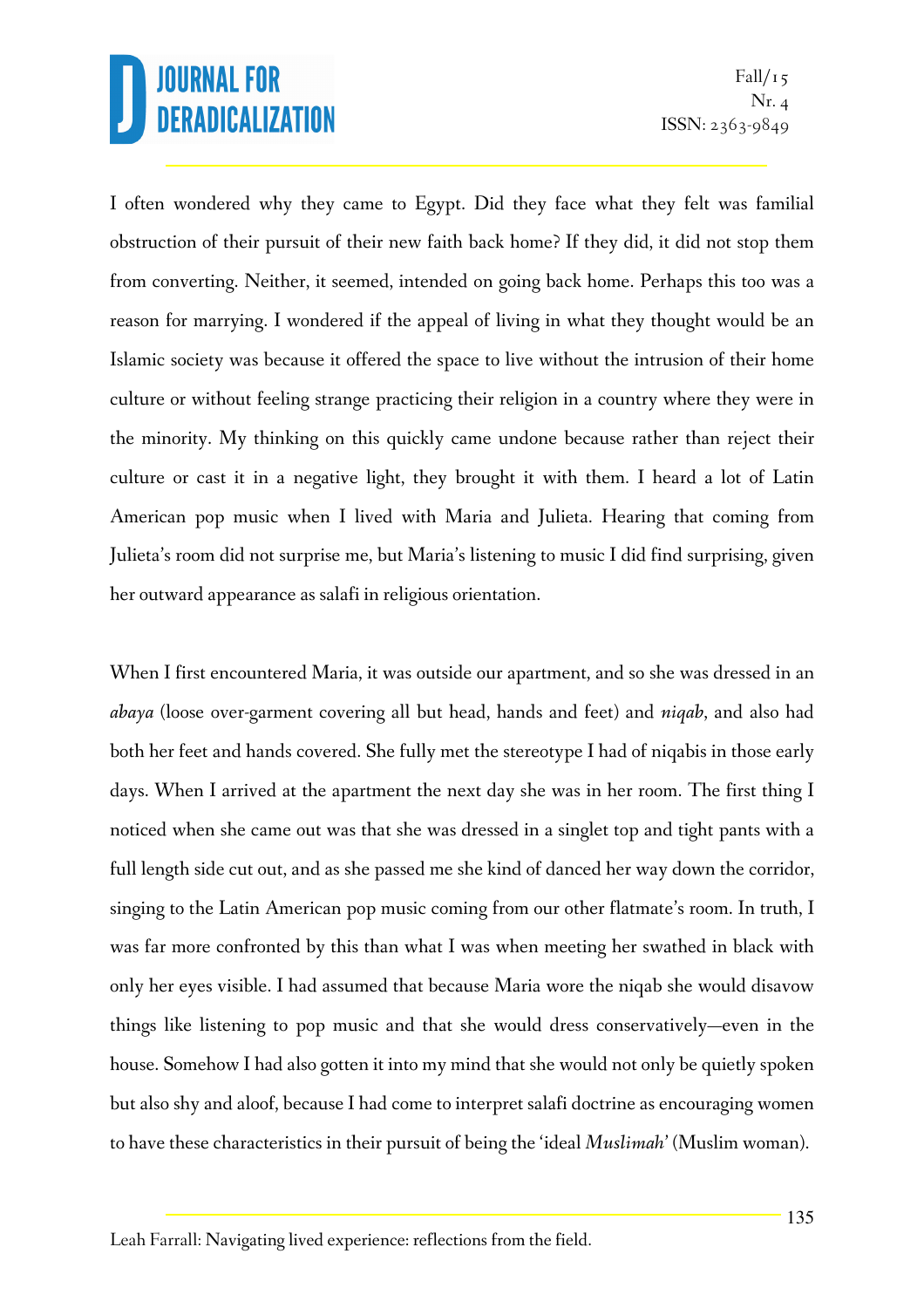I often wondered why they came to Egypt. Did they face what they felt was familial obstruction of their pursuit of their new faith back home? If they did, it did not stop them from converting. Neither, it seemed, intended on going back home. Perhaps this too was a reason for marrying. I wondered if the appeal of living in what they thought would be an Islamic society was because it offered the space to live without the intrusion of their home culture or without feeling strange practicing their religion in a country where they were in the minority. My thinking on this quickly came undone because rather than reject their culture or cast it in a negative light, they brought it with them. I heard a lot of Latin American pop music when I lived with Maria and Julieta. Hearing that coming from Julieta's room did not surprise me, but Maria's listening to music I did find surprising, given her outward appearance as salafi in religious orientation.

When I first encountered Maria, it was outside our apartment, and so she was dressed in an *abaya* (loose over-garment covering all but head, hands and feet) and *niqab*, and also had both her feet and hands covered. She fully met the stereotype I had of niqabis in those early days. When I arrived at the apartment the next day she was in her room. The first thing I noticed when she came out was that she was dressed in a singlet top and tight pants with a full length side cut out, and as she passed me she kind of danced her way down the corridor, singing to the Latin American pop music coming from our other flatmate's room. In truth, I was far more confronted by this than what I was when meeting her swathed in black with only her eyes visible. I had assumed that because Maria wore the niqab she would disavow things like listening to pop music and that she would dress conservatively—even in the house. Somehow I had also gotten it into my mind that she would not only be quietly spoken but also shy and aloof, because I had come to interpret salafi doctrine as encouraging women to have these characteristics in their pursuit of being the 'ideal *Muslimah*' (Muslim woman).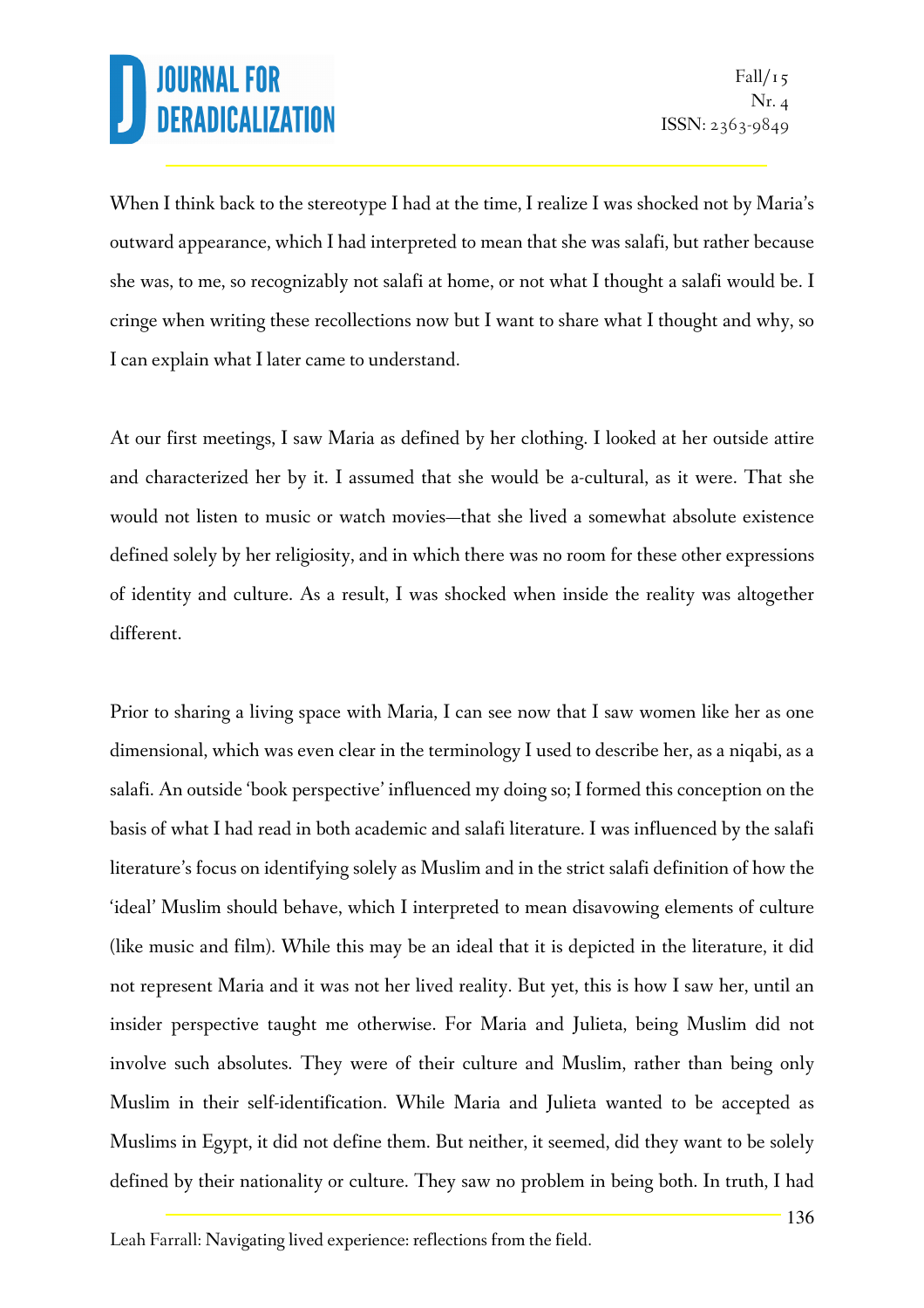When I think back to the stereotype I had at the time, I realize I was shocked not by Maria's outward appearance, which I had interpreted to mean that she was salafi, but rather because she was, to me, so recognizably not salafi at home, or not what I thought a salafi would be. I cringe when writing these recollections now but I want to share what I thought and why, so I can explain what I later came to understand.

At our first meetings, I saw Maria as defined by her clothing. I looked at her outside attire and characterized her by it. I assumed that she would be a-cultural, as it were. That she would not listen to music or watch movies—that she lived a somewhat absolute existence defined solely by her religiosity, and in which there was no room for these other expressions of identity and culture. As a result, I was shocked when inside the reality was altogether different.

Prior to sharing a living space with Maria, I can see now that I saw women like her as one dimensional, which was even clear in the terminology I used to describe her, as a niqabi, as a salafi. An outside 'book perspective' influenced my doing so; I formed this conception on the basis of what I had read in both academic and salafi literature. I was influenced by the salafi literature's focus on identifying solely as Muslim and in the strict salafi definition of how the 'ideal' Muslim should behave, which I interpreted to mean disavowing elements of culture (like music and film). While this may be an ideal that it is depicted in the literature, it did not represent Maria and it was not her lived reality. But yet, this is how I saw her, until an insider perspective taught me otherwise. For Maria and Julieta, being Muslim did not involve such absolutes. They were of their culture and Muslim, rather than being only Muslim in their self-identification. While Maria and Julieta wanted to be accepted as Muslims in Egypt, it did not define them. But neither, it seemed, did they want to be solely defined by their nationality or culture. They saw no problem in being both. In truth, I had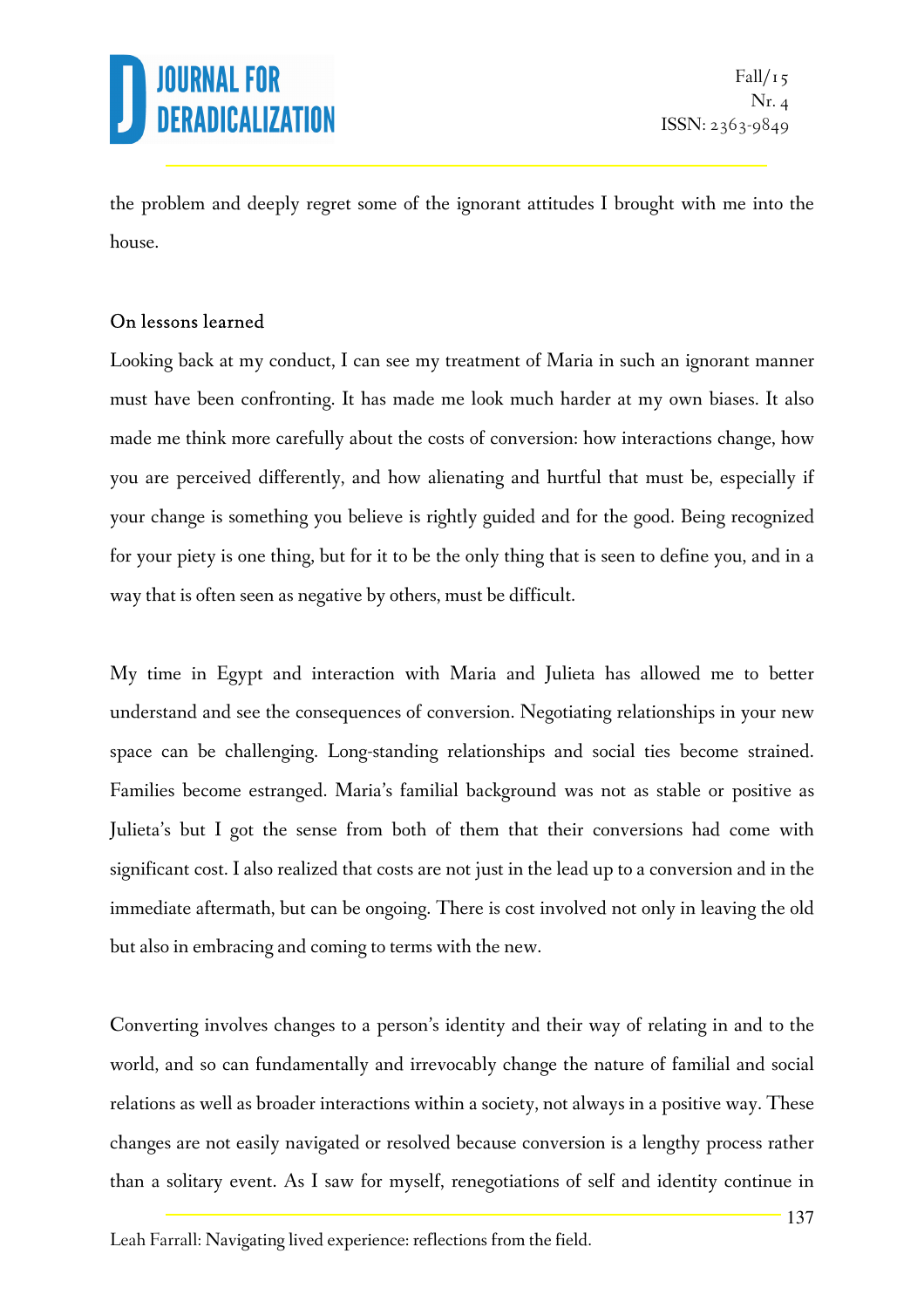the problem and deeply regret some of the ignorant attitudes I brought with me into the house.

## On lessons learned

Looking back at my conduct, I can see my treatment of Maria in such an ignorant manner must have been confronting. It has made me look much harder at my own biases. It also made me think more carefully about the costs of conversion: how interactions change, how you are perceived differently, and how alienating and hurtful that must be, especially if your change is something you believe is rightly guided and for the good. Being recognized for your piety is one thing, but for it to be the only thing that is seen to define you, and in a way that is often seen as negative by others, must be difficult.

My time in Egypt and interaction with Maria and Julieta has allowed me to better understand and see the consequences of conversion. Negotiating relationships in your new space can be challenging. Long-standing relationships and social ties become strained. Families become estranged. Maria's familial background was not as stable or positive as Julieta's but I got the sense from both of them that their conversions had come with significant cost. I also realized that costs are not just in the lead up to a conversion and in the immediate aftermath, but can be ongoing. There is cost involved not only in leaving the old but also in embracing and coming to terms with the new.

Converting involves changes to a person's identity and their way of relating in and to the world, and so can fundamentally and irrevocably change the nature of familial and social relations as well as broader interactions within a society, not always in a positive way. These changes are not easily navigated or resolved because conversion is a lengthy process rather than a solitary event. As I saw for myself, renegotiations of self and identity continue in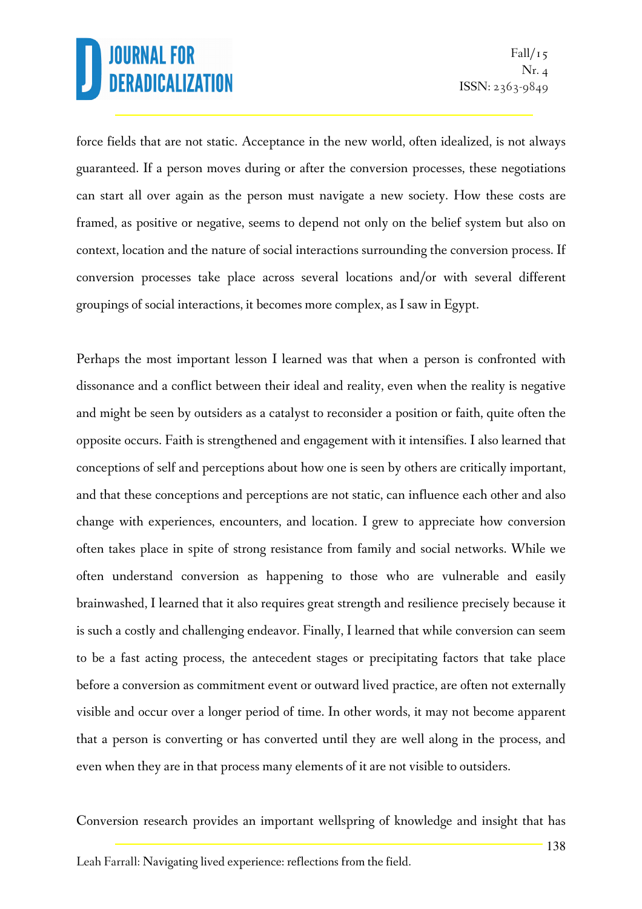force fields that are not static. Acceptance in the new world, often idealized, is not always guaranteed. If a person moves during or after the conversion processes, these negotiations can start all over again as the person must navigate a new society. How these costs are framed, as positive or negative, seems to depend not only on the belief system but also on context, location and the nature of social interactions surrounding the conversion process. If conversion processes take place across several locations and/or with several different groupings of social interactions, it becomes more complex, as I saw in Egypt.

Perhaps the most important lesson I learned was that when a person is confronted with dissonance and a conflict between their ideal and reality, even when the reality is negative and might be seen by outsiders as a catalyst to reconsider a position or faith, quite often the opposite occurs. Faith is strengthened and engagement with it intensifies. I also learned that conceptions of self and perceptions about how one is seen by others are critically important, and that these conceptions and perceptions are not static, can influence each other and also change with experiences, encounters, and location. I grew to appreciate how conversion often takes place in spite of strong resistance from family and social networks. While we often understand conversion as happening to those who are vulnerable and easily brainwashed, I learned that it also requires great strength and resilience precisely because it is such a costly and challenging endeavor. Finally, I learned that while conversion can seem to be a fast acting process, the antecedent stages or precipitating factors that take place before a conversion as commitment event or outward lived practice, are often not externally visible and occur over a longer period of time. In other words, it may not become apparent that a person is converting or has converted until they are well along in the process, and even when they are in that process many elements of it are not visible to outsiders.

Conversion research provides an important wellspring of knowledge and insight that has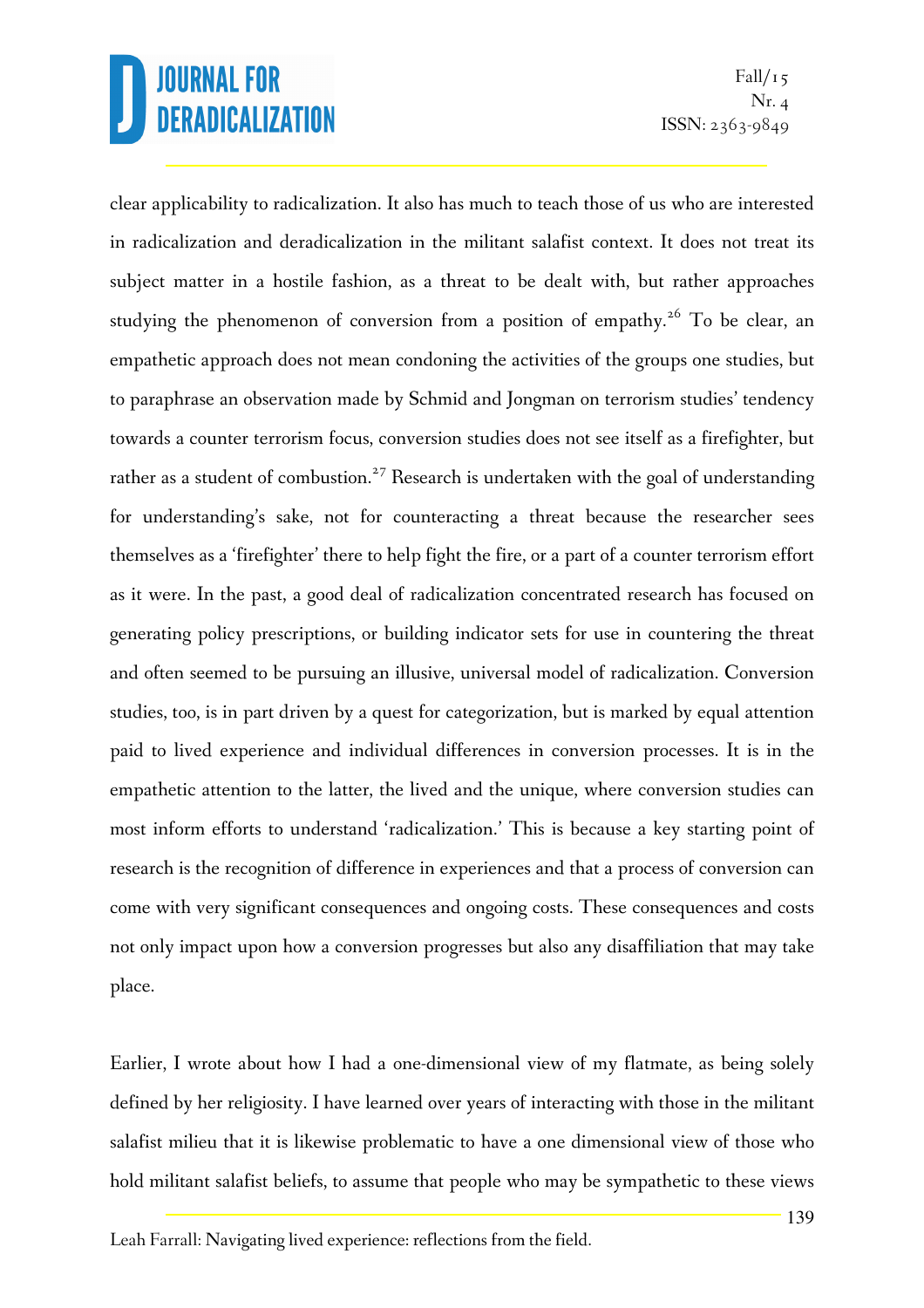clear applicability to radicalization. It also has much to teach those of us who are interested in radicalization and deradicalization in the militant salafist context. It does not treat its subject matter in a hostile fashion, as a threat to be dealt with, but rather approaches studying the phenomenon of conversion from a position of empathy.[26] To be clear, an empathetic approach does not mean condoning the activities of the groups one studies, but to paraphrase an observation made by Schmid and Jongman on terrorism studies' tendency towards a counter terrorism focus, conversion studies does not see itself as a firefighter, but rather as a student of combustion.[27] Research is undertaken with the goal of understanding for understanding's sake, not for counteracting a threat because the researcher sees themselves as a 'firefighter' there to help fight the fire, or a part of a counter terrorism effort as it were. In the past, a good deal of radicalization concentrated research has focused on generating policy prescriptions, or building indicator sets for use in countering the threat and often seemed to be pursuing an illusive, universal model of radicalization. Conversion studies, too, is in part driven by a quest for categorization, but is marked by equal attention paid to lived experience and individual differences in conversion processes. It is in the empathetic attention to the latter, the lived and the unique, where conversion studies can most inform efforts to understand 'radicalization.' This is because a key starting point of research is the recognition of difference in experiences and that a process of conversion can come with very significant consequences and ongoing costs. These consequences and costs not only impact upon how a conversion progresses but also any disaffiliation that may take place.

Earlier, I wrote about how I had a one-dimensional view of my flatmate, as being solely defined by her religiosity. I have learned over years of interacting with those in the militant salafist milieu that it is likewise problematic to have a one dimensional view of those who hold militant salafist beliefs, to assume that people who may be sympathetic to these views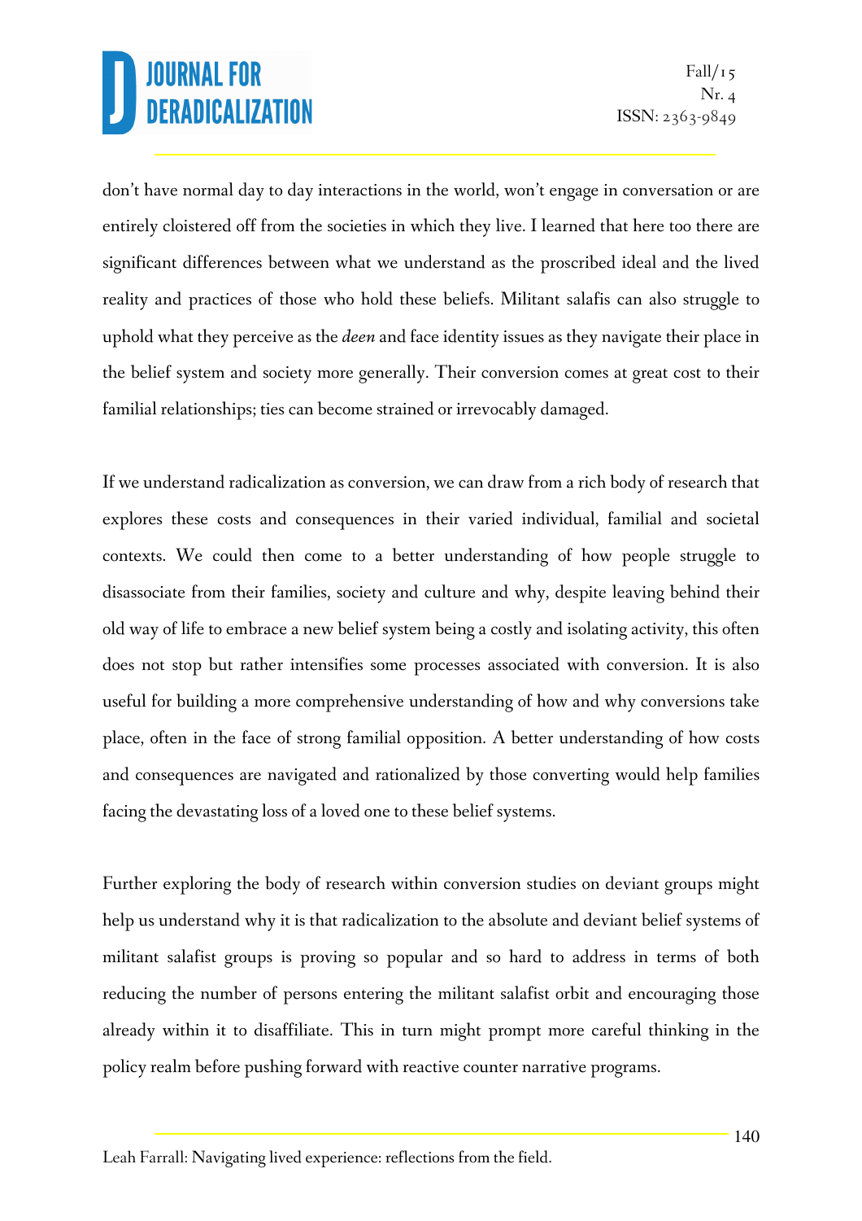don't have normal day to day interactions in the world, won't engage in conversation or are entirely cloistered off from the societies in which they live. I learned that here too there are significant differences between what we understand as the proscribed ideal and the lived reality and practices of those who hold these beliefs. Militant salafis can also struggle to uphold what they perceive as the *deen* and face identity issues as they navigate their place in the belief system and society more generally. Their conversion comes at great cost to their familial relationships; ties can become strained or irrevocably damaged.

If we understand radicalization as conversion, we can draw from a rich body of research that explores these costs and consequences in their varied individual, familial and societal contexts. We could then come to a better understanding of how people struggle to disassociate from their families, society and culture and why, despite leaving behind their old way of life to embrace a new belief system being a costly and isolating activity, this often does not stop but rather intensifies some processes associated with conversion. It is also useful for building a more comprehensive understanding of how and why conversions take place, often in the face of strong familial opposition. A better understanding of how costs and consequences are navigated and rationalized by those converting would help families facing the devastating loss of a loved one to these belief systems.

Further exploring the body of research within conversion studies on deviant groups might help us understand why it is that radicalization to the absolute and deviant belief systems of militant salafist groups is proving so popular and so hard to address in terms of both reducing the number of persons entering the militant salafist orbit and encouraging those already within it to disaffiliate. This in turn might prompt more careful thinking in the policy realm before pushing forward with reactive counter narrative programs.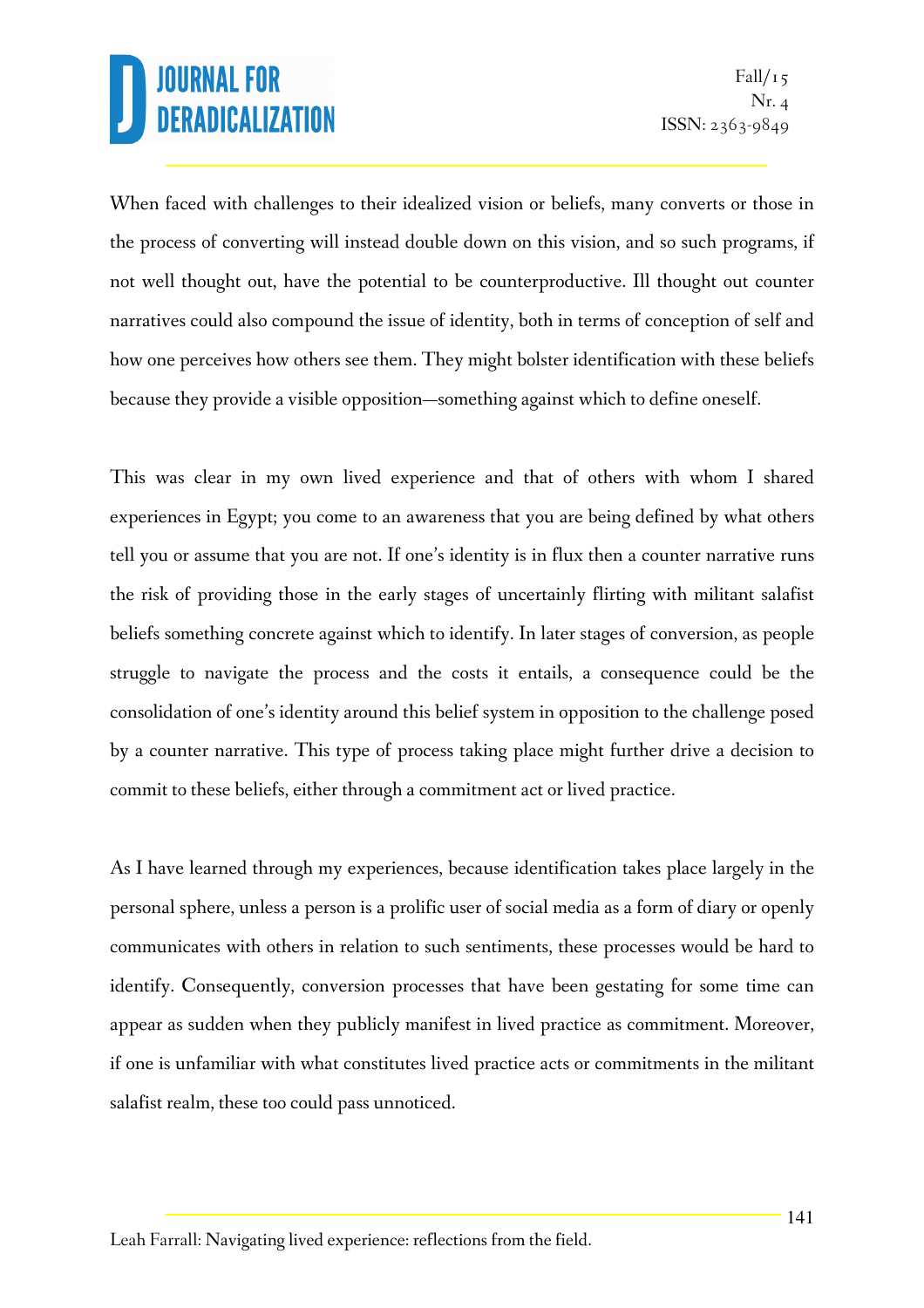When faced with challenges to their idealized vision or beliefs, many converts or those in the process of converting will instead double down on this vision, and so such programs, if not well thought out, have the potential to be counterproductive. Ill thought out counter narratives could also compound the issue of identity, both in terms of conception of self and how one perceives how others see them. They might bolster identification with these beliefs because they provide a visible opposition—something against which to define oneself.

This was clear in my own lived experience and that of others with whom I shared experiences in Egypt; you come to an awareness that you are being defined by what others tell you or assume that you are not. If one's identity is in flux then a counter narrative runs the risk of providing those in the early stages of uncertainly flirting with militant salafist beliefs something concrete against which to identify. In later stages of conversion, as people struggle to navigate the process and the costs it entails, a consequence could be the consolidation of one's identity around this belief system in opposition to the challenge posed by a counter narrative. This type of process taking place might further drive a decision to commit to these beliefs, either through a commitment act or lived practice.

As I have learned through my experiences, because identification takes place largely in the personal sphere, unless a person is a prolific user of social media as a form of diary or openly communicates with others in relation to such sentiments, these processes would be hard to identify. Consequently, conversion processes that have been gestating for some time can appear as sudden when they publicly manifest in lived practice as commitment. Moreover, if one is unfamiliar with what constitutes lived practice acts or commitments in the militant salafist realm, these too could pass unnoticed.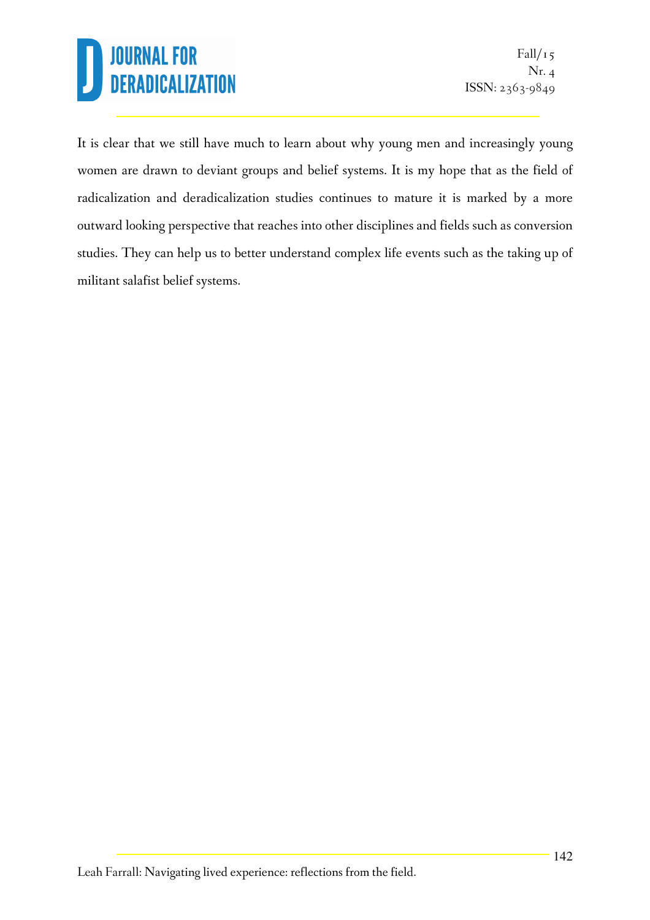It is clear that we still have much to learn about why young men and increasingly young women are drawn to deviant groups and belief systems. It is my hope that as the field of radicalization and deradicalization studies continues to mature it is marked by a more outward looking perspective that reaches into other disciplines and fields such as conversion studies. They can help us to better understand complex life events such as the taking up of militant salafist belief systems.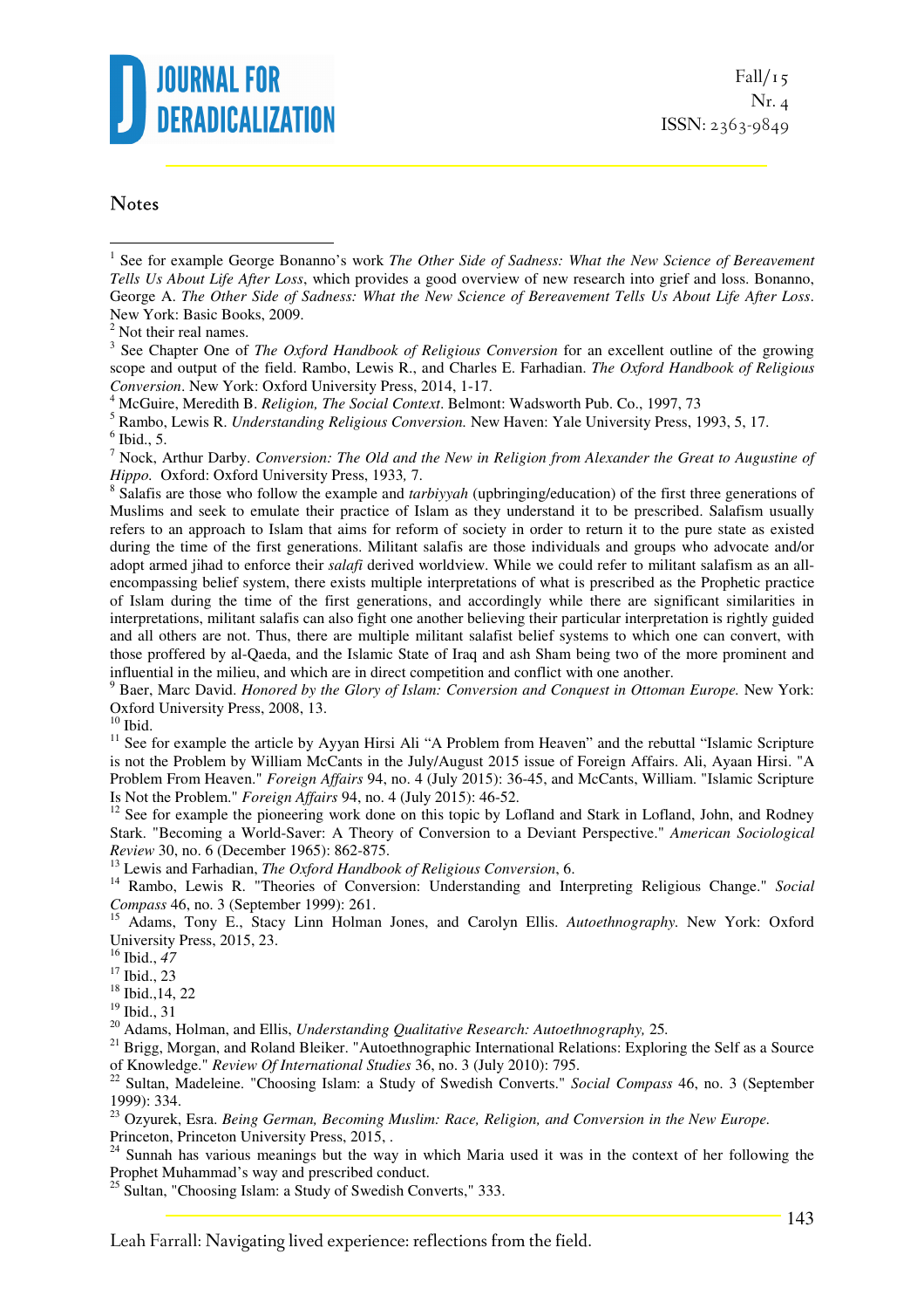## Notes

[1] See for example George Bonanno's work *The Other Side of Sadness: What the New Science of Bereavement Tells Us About Life After Loss*, which provides a good overview of new research into grief and loss. Bonanno, George A. *The Other Side of Sadness: What the New Science of Bereavement Tells Us About Life After Loss*. New York: Basic Books, 2009.

[2] Not their real names.

[3] See Chapter One of *The Oxford Handbook of Religious Conversion* for an excellent outline of the growing scope and output of the field. Rambo, Lewis R., and Charles E. Farhadian. *The Oxford Handbook of Religious Conversion*. New York: Oxford University Press, 2014, 1-17.

[4] McGuire, Meredith B. *Religion, The Social Context*. Belmont: Wadsworth Pub. Co., 1997, 73

[5] Rambo, Lewis R. *Understanding Religious Conversion.* New Haven: Yale University Press, 1993, 5, 17.

[6] Ibid., 5.

[7] Nock, Arthur Darby. *Conversion: The Old and the New in Religion from Alexander the Great to Augustine of Hippo.* Oxford: Oxford University Press, 1933*,* 7.

[8] Salafis are those who follow the example and *tarbiyyah* (upbringing/education) of the first three generations of Muslims and seek to emulate their practice of Islam as they understand it to be prescribed. Salafism usually refers to an approach to Islam that aims for reform of society in order to return it to the pure state as existed during the time of the first generations. Militant salafis are those individuals and groups who advocate and/or adopt armed jihad to enforce their *salafi* derived worldview. While we could refer to militant salafism as an all-encompassing belief system, there exists multiple interpretations of what is prescribed as the Prophetic practice of Islam during the time of the first generations, and accordingly while there are significant similarities in interpretations, militant salafis can also fight one another believing their particular interpretation is rightly guided and all others are not. Thus, there are multiple militant salafist belief systems to which one can convert, with those proffered by al-Qaeda, and the Islamic State of Iraq and ash Sham being two of the more prominent and influential in the milieu, and which are in direct competition and conflict with one another.

[9] Baer, Marc David. *Honored by the Glory of Islam: Conversion and Conquest in Ottoman Europe.* New York: Oxford University Press, 2008, 13.

[10] Ibid.

[11] See for example the article by Ayyan Hirsi Ali "A Problem from Heaven" and the rebuttal "Islamic Scripture is not the Problem by William McCants in the July/August 2015 issue of Foreign Affairs. Ali, Ayaan Hirsi. "A Problem From Heaven." *Foreign Affairs* 94, no. 4 (July 2015): 36-45, and McCants, William. "Islamic Scripture Is Not the Problem." *Foreign Affairs* 94, no. 4 (July 2015): 46-52.

[12] See for example the pioneering work done on this topic by Lofland and Stark in Lofland, John, and Rodney Stark. "Becoming a World-Saver: A Theory of Conversion to a Deviant Perspective." *American Sociological Review* 30, no. 6 (December 1965): 862-875.

[13] Lewis and Farhadian, *The Oxford Handbook of Religious Conversion*, 6.

[14] Rambo, Lewis R. "Theories of Conversion: Understanding and Interpreting Religious Change." *Social Compass* 46, no. 3 (September 1999): 261.

[15] Adams, Tony E., Stacy Linn Holman Jones, and Carolyn Ellis. *Autoethnography.* New York: Oxford University Press, 2015, 23.

[16] Ibid., *47*

[17] Ibid., 23

[18] Ibid.,14, 22

[19] Ibid., 31

[20] Adams, Holman, and Ellis, *Understanding Qualitative Research: Autoethnography,* 25*.*

[21] Brigg, Morgan, and Roland Bleiker. "Autoethnographic International Relations: Exploring the Self as a Source of Knowledge." *Review Of International Studies* 36, no. 3 (July 2010): 795.

[22] Sultan, Madeleine. "Choosing Islam: a Study of Swedish Converts." *Social Compass* 46, no. 3 (September 1999): 334.

[23] Ozyurek, Esra. *Being German, Becoming Muslim: Race, Religion, and Conversion in the New Europe.* Princeton, Princeton University Press, 2015, .

[24] Sunnah has various meanings but the way in which Maria used it was in the context of her following the Prophet Muhammad's way and prescribed conduct.

[25] Sultan, "Choosing Islam: a Study of Swedish Converts," 333.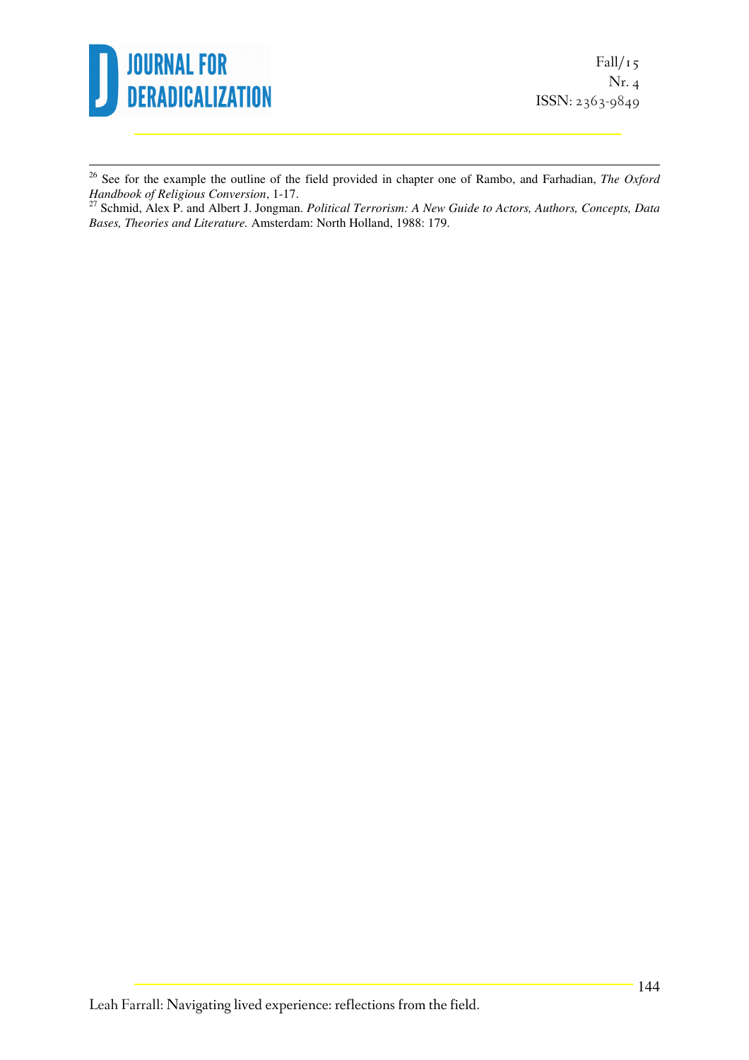[26] See for the example the outline of the field provided in chapter one of Rambo, and Farhadian, *The Oxford Handbook of Religious Conversion*, 1-17.

[27] Schmid, Alex P. and Albert J. Jongman. *Political Terrorism: A New Guide to Actors, Authors, Concepts, Data Bases, Theories and Literature.* Amsterdam: North Holland, 1988: 179.